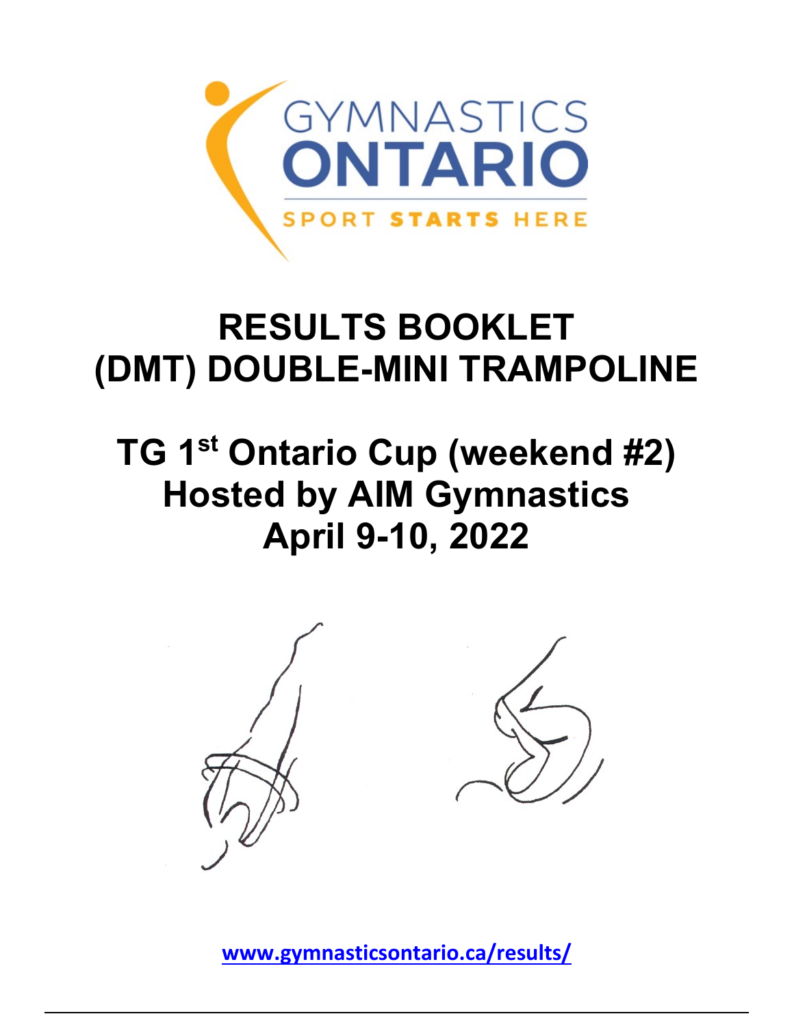GYMNASTICS ONTARIO

SPORT STARTS HERE

# RESULTS BOOKLET
# (DMT) DOUBLE-MINI TRAMPOLINE

## TG 1st Ontario Cup (weekend #2)
## Hosted by AIM Gymnastics
## April 9-10, 2022

[www.gymnasticsontario.ca/results/](http://www.gymnasticsontario.ca/results/)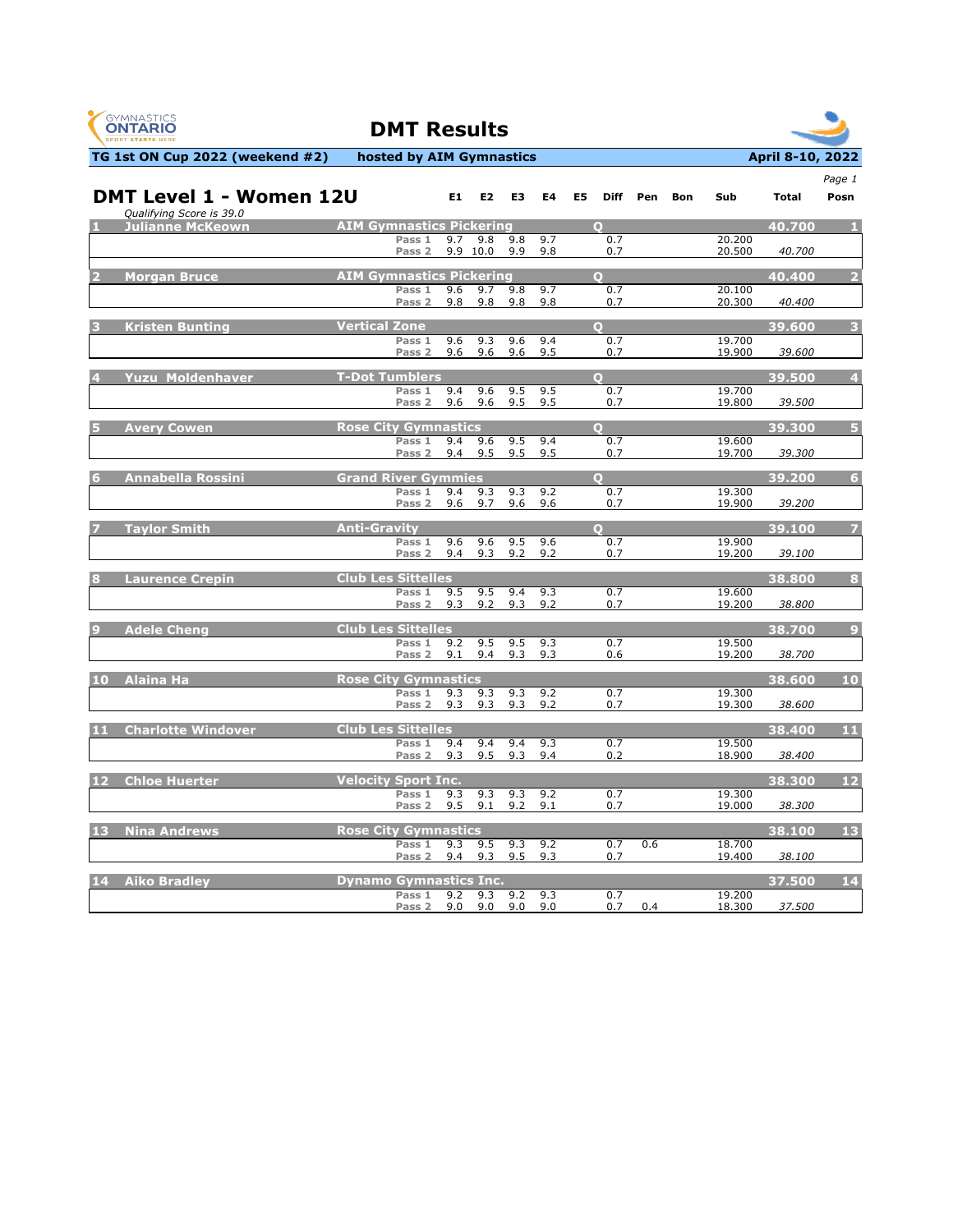# DMT Results

**TG 1st ON Cup 2022 (weekend #2)** **hosted by AIM Gymnastics** **April 8-10, 2022**

## DMT Level 1 - Women 12U

*Qualifying Score is 39.0*

| # | Name | Club | Pass | E1 | E2 | E3 | E4 | E5 | Diff | Pen | Bon | Sub | Total | Posn |
|---|---|---|---|---|---|---|---|---|---|---|---|---|---|---|
| 1 | Julianne McKeown | AIM Gymnastics Pickering | | | | | | | Q | | | | 40.700 | 1 |
| | | | Pass 1 | 9.7 | 9.8 | 9.8 | 9.7 | | 0.7 | | | 20.200 | | |
| | | | Pass 2 | 9.9 | 10.0 | 9.9 | 9.8 | | 0.7 | | | 20.500 | *40.700* | |
| 2 | Morgan Bruce | AIM Gymnastics Pickering | | | | | | | Q | | | | 40.400 | 2 |
| | | | Pass 1 | 9.6 | 9.7 | 9.8 | 9.7 | | 0.7 | | | 20.100 | | |
| | | | Pass 2 | 9.8 | 9.8 | 9.8 | 9.8 | | 0.7 | | | 20.300 | *40.400* | |
| 3 | Kristen Bunting | Vertical Zone | | | | | | | Q | | | | 39.600 | 3 |
| | | | Pass 1 | 9.6 | 9.3 | 9.6 | 9.4 | | 0.7 | | | 19.700 | | |
| | | | Pass 2 | 9.6 | 9.6 | 9.6 | 9.5 | | 0.7 | | | 19.900 | *39.600* | |
| 4 | Yuzu Moldenhaver | T-Dot Tumblers | | | | | | | Q | | | | 39.500 | 4 |
| | | | Pass 1 | 9.4 | 9.6 | 9.5 | 9.5 | | 0.7 | | | 19.700 | | |
| | | | Pass 2 | 9.6 | 9.6 | 9.5 | 9.5 | | 0.7 | | | 19.800 | *39.500* | |
| 5 | Avery Cowen | Rose City Gymnastics | | | | | | | Q | | | | 39.300 | 5 |
| | | | Pass 1 | 9.4 | 9.6 | 9.5 | 9.4 | | 0.7 | | | 19.600 | | |
| | | | Pass 2 | 9.4 | 9.5 | 9.5 | 9.5 | | 0.7 | | | 19.700 | *39.300* | |
| 6 | Annabella Rossini | Grand River Gymmies | | | | | | | Q | | | | 39.200 | 6 |
| | | | Pass 1 | 9.4 | 9.3 | 9.3 | 9.2 | | 0.7 | | | 19.300 | | |
| | | | Pass 2 | 9.6 | 9.7 | 9.6 | 9.6 | | 0.7 | | | 19.900 | *39.200* | |
| 7 | Taylor Smith | Anti-Gravity | | | | | | | Q | | | | 39.100 | 7 |
| | | | Pass 1 | 9.6 | 9.6 | 9.5 | 9.6 | | 0.7 | | | 19.900 | | |
| | | | Pass 2 | 9.4 | 9.3 | 9.2 | 9.2 | | 0.7 | | | 19.200 | *39.100* | |
| 8 | Laurence Crepin | Club Les Sittelles | | | | | | | | | | | 38.800 | 8 |
| | | | Pass 1 | 9.5 | 9.5 | 9.4 | 9.3 | | 0.7 | | | 19.600 | | |
| | | | Pass 2 | 9.3 | 9.2 | 9.3 | 9.2 | | 0.7 | | | 19.200 | *38.800* | |
| 9 | Adele Cheng | Club Les Sittelles | | | | | | | | | | | 38.700 | 9 |
| | | | Pass 1 | 9.2 | 9.5 | 9.5 | 9.3 | | 0.7 | | | 19.500 | | |
| | | | Pass 2 | 9.1 | 9.4 | 9.3 | 9.3 | | 0.6 | | | 19.200 | *38.700* | |
| 10 | Alaina Ha | Rose City Gymnastics | | | | | | | | | | | 38.600 | 10 |
| | | | Pass 1 | 9.3 | 9.3 | 9.3 | 9.2 | | 0.7 | | | 19.300 | | |
| | | | Pass 2 | 9.3 | 9.3 | 9.3 | 9.2 | | 0.7 | | | 19.300 | *38.600* | |
| 11 | Charlotte Windover | Club Les Sittelles | | | | | | | | | | | 38.400 | 11 |
| | | | Pass 1 | 9.4 | 9.4 | 9.4 | 9.3 | | 0.7 | | | 19.500 | | |
| | | | Pass 2 | 9.3 | 9.5 | 9.3 | 9.4 | | 0.2 | | | 18.900 | *38.400* | |
| 12 | Chloe Huerter | Velocity Sport Inc. | | | | | | | | | | | 38.300 | 12 |
| | | | Pass 1 | 9.3 | 9.3 | 9.3 | 9.2 | | 0.7 | | | 19.300 | | |
| | | | Pass 2 | 9.5 | 9.1 | 9.2 | 9.1 | | 0.7 | | | 19.000 | *38.300* | |
| 13 | Nina Andrews | Rose City Gymnastics | | | | | | | | | | | 38.100 | 13 |
| | | | Pass 1 | 9.3 | 9.5 | 9.3 | 9.2 | | 0.7 | 0.6 | | 18.700 | | |
| | | | Pass 2 | 9.4 | 9.3 | 9.5 | 9.3 | | 0.7 | | | 19.400 | *38.100* | |
| 14 | Aiko Bradley | Dynamo Gymnastics Inc. | | | | | | | | | | | 37.500 | 14 |
| | | | Pass 1 | 9.2 | 9.3 | 9.2 | 9.3 | | 0.7 | | | 19.200 | | |
| | | | Pass 2 | 9.0 | 9.0 | 9.0 | 9.0 | | 0.7 | 0.4 | | 18.300 | *37.500* | |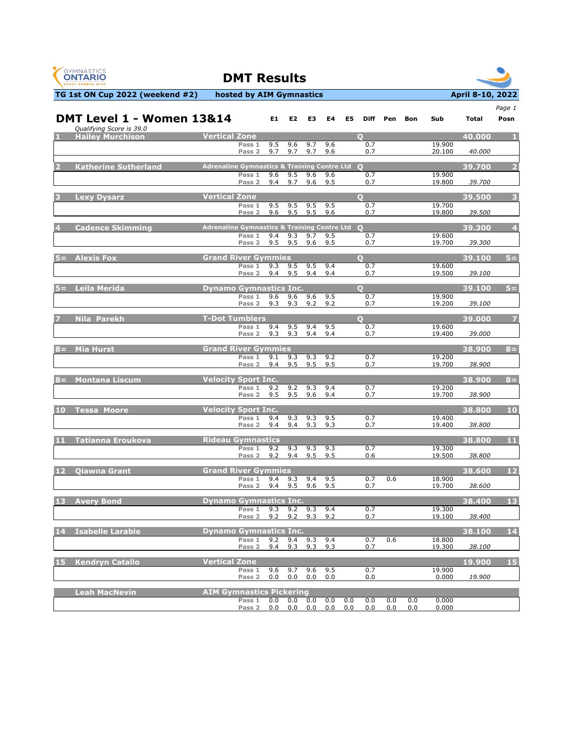# DMT Results

**TG 1st ON Cup 2022 (weekend #2)** — **hosted by AIM Gymnastics** — **April 8-10, 2022**

## DMT Level 1 - Women 13&14

*Qualifying Score is 39.0*

| Posn | Name | Club | Pass | E1 | E2 | E3 | E4 | E5 | Diff | Pen | Bon | Sub | Total | Posn |
|---|---|---|---|---|---|---|---|---|---|---|---|---|---|---|
| 1 | Hailey Murchison | Vertical Zone | | | | | | | Q | | | | 40.000 | 1 |
| | | | Pass 1 | 9.5 | 9.6 | 9.7 | 9.6 | | 0.7 | | | 19.900 | | |
| | | | Pass 2 | 9.7 | 9.7 | 9.7 | 9.6 | | 0.7 | | | 20.100 | *40.000* | |
| 2 | Katherine Sutherland | Adrenaline Gymnastics & Training Centre Ltd | | | | | | | Q | | | | 39.700 | 2 |
| | | | Pass 1 | 9.6 | 9.5 | 9.6 | 9.6 | | 0.7 | | | 19.900 | | |
| | | | Pass 2 | 9.4 | 9.7 | 9.6 | 9.5 | | 0.7 | | | 19.800 | *39.700* | |
| 3 | Lexy Dysarz | Vertical Zone | | | | | | | Q | | | | 39.500 | 3 |
| | | | Pass 1 | 9.5 | 9.5 | 9.5 | 9.5 | | 0.7 | | | 19.700 | | |
| | | | Pass 2 | 9.6 | 9.5 | 9.5 | 9.6 | | 0.7 | | | 19.800 | *39.500* | |
| 4 | Cadence Skimming | Adrenaline Gymnastics & Training Centre Ltd | | | | | | | Q | | | | 39.300 | 4 |
| | | | Pass 1 | 9.4 | 9.3 | 9.7 | 9.5 | | 0.7 | | | 19.600 | | |
| | | | Pass 2 | 9.5 | 9.5 | 9.6 | 9.5 | | 0.7 | | | 19.700 | *39.300* | |
| 5= | Alexis Fox | Grand River Gymmies | | | | | | | Q | | | | 39.100 | 5= |
| | | | Pass 1 | 9.3 | 9.5 | 9.5 | 9.4 | | 0.7 | | | 19.600 | | |
| | | | Pass 2 | 9.4 | 9.5 | 9.4 | 9.4 | | 0.7 | | | 19.500 | *39.100* | |
| 5= | Leila Merida | Dynamo Gymnastics Inc. | | | | | | | Q | | | | 39.100 | 5= |
| | | | Pass 1 | 9.6 | 9.6 | 9.6 | 9.5 | | 0.7 | | | 19.900 | | |
| | | | Pass 2 | 9.3 | 9.3 | 9.2 | 9.2 | | 0.7 | | | 19.200 | *39.100* | |
| 7 | Nila Parekh | T-Dot Tumblers | | | | | | | Q | | | | 39.000 | 7 |
| | | | Pass 1 | 9.4 | 9.5 | 9.4 | 9.5 | | 0.7 | | | 19.600 | | |
| | | | Pass 2 | 9.3 | 9.3 | 9.4 | 9.4 | | 0.7 | | | 19.400 | *39.000* | |
| 8= | Mia Hurst | Grand River Gymmies | | | | | | | | | | | 38.900 | 8= |
| | | | Pass 1 | 9.1 | 9.3 | 9.3 | 9.2 | | 0.7 | | | 19.200 | | |
| | | | Pass 2 | 9.4 | 9.5 | 9.5 | 9.5 | | 0.7 | | | 19.700 | *38.900* | |
| 8= | Montana Liscum | Velocity Sport Inc. | | | | | | | | | | | 38.900 | 8= |
| | | | Pass 1 | 9.2 | 9.2 | 9.3 | 9.4 | | 0.7 | | | 19.200 | | |
| | | | Pass 2 | 9.5 | 9.5 | 9.6 | 9.4 | | 0.7 | | | 19.700 | *38.900* | |
| 10 | Tessa Moore | Velocity Sport Inc. | | | | | | | | | | | 38.800 | 10 |
| | | | Pass 1 | 9.4 | 9.3 | 9.3 | 9.5 | | 0.7 | | | 19.400 | | |
| | | | Pass 2 | 9.4 | 9.4 | 9.3 | 9.3 | | 0.7 | | | 19.400 | *38.800* | |
| 11 | Tatianna Eroukova | Rideau Gymnastics | | | | | | | | | | | 38.800 | 11 |
| | | | Pass 1 | 9.2 | 9.3 | 9.3 | 9.3 | | 0.7 | | | 19.300 | | |
| | | | Pass 2 | 9.2 | 9.4 | 9.5 | 9.5 | | 0.6 | | | 19.500 | *38.800* | |
| 12 | Qiawna Grant | Grand River Gymmies | | | | | | | | | | | 38.600 | 12 |
| | | | Pass 1 | 9.4 | 9.3 | 9.4 | 9.5 | | 0.7 | 0.6 | | 18.900 | | |
| | | | Pass 2 | 9.4 | 9.5 | 9.6 | 9.5 | | 0.7 | | | 19.700 | *38.600* | |
| 13 | Avery Bond | Dynamo Gymnastics Inc. | | | | | | | | | | | 38.400 | 13 |
| | | | Pass 1 | 9.3 | 9.2 | 9.3 | 9.4 | | 0.7 | | | 19.300 | | |
| | | | Pass 2 | 9.2 | 9.2 | 9.3 | 9.2 | | 0.7 | | | 19.100 | *38.400* | |
| 14 | Isabelle Larabie | Dynamo Gymnastics Inc. | | | | | | | | | | | 38.100 | 14 |
| | | | Pass 1 | 9.2 | 9.4 | 9.3 | 9.4 | | 0.7 | 0.6 | | 18.800 | | |
| | | | Pass 2 | 9.4 | 9.3 | 9.3 | 9.3 | | 0.7 | | | 19.300 | *38.100* | |
| 15 | Kendryn Catallo | Vertical Zone | | | | | | | | | | | 19.900 | 15 |
| | | | Pass 1 | 9.6 | 9.7 | 9.6 | 9.5 | | 0.7 | | | 19.900 | | |
| | | | Pass 2 | 0.0 | 0.0 | 0.0 | 0.0 | | 0.0 | | | 0.000 | *19.900* | |
| | Leah MacNevin | AIM Gymnastics Pickering | | | | | | | | | | | | |
| | | | Pass 1 | 0.0 | 0.0 | 0.0 | 0.0 | 0.0 | 0.0 | 0.0 | 0.0 | 0.000 | | |
| | | | Pass 2 | 0.0 | 0.0 | 0.0 | 0.0 | 0.0 | 0.0 | 0.0 | 0.0 | 0.000 | | |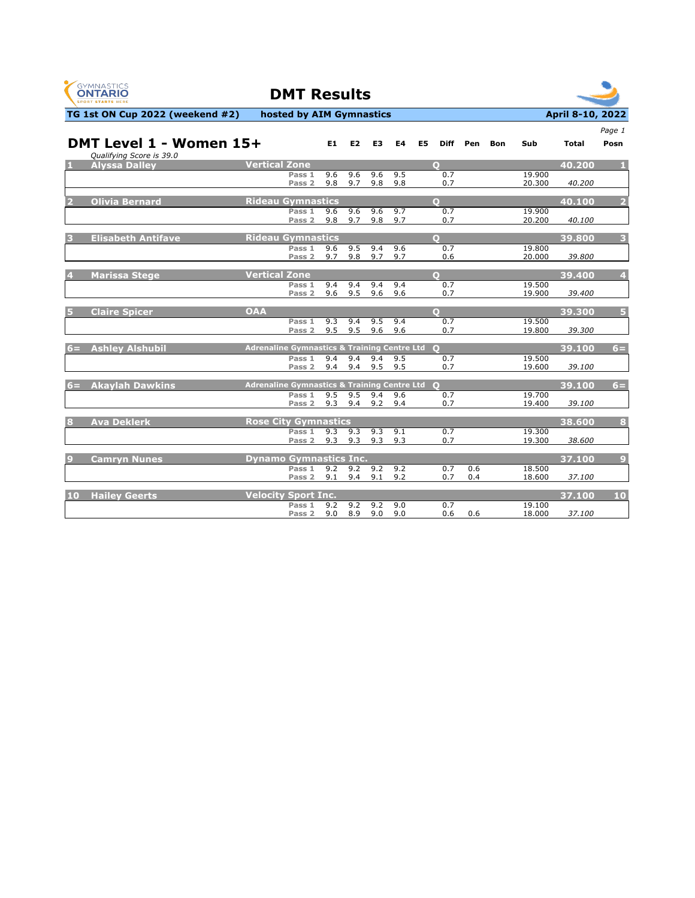# DMT Results

**TG 1st ON Cup 2022 (weekend #2)** | **hosted by AIM Gymnastics** | **April 8-10, 2022**

## DMT Level 1 - Women 15+

*Qualifying Score is 39.0*

| Posn | Name | Club | Pass | E1 | E2 | E3 | E4 | E5 | Diff | Pen | Bon | Sub | Total | Posn |
|---|---|---|---|---|---|---|---|---|---|---|---|---|---|---|
| 1 | Alyssa Dalley | Vertical Zone | | | | | | | Q | | | | 40.200 | 1 |
| | | | Pass 1 | 9.6 | 9.6 | 9.6 | 9.5 | | 0.7 | | | 19.900 | | |
| | | | Pass 2 | 9.8 | 9.7 | 9.8 | 9.8 | | 0.7 | | | 20.300 | *40.200* | |
| 2 | Olivia Bernard | Rideau Gymnastics | | | | | | | Q | | | | 40.100 | 2 |
| | | | Pass 1 | 9.6 | 9.6 | 9.6 | 9.7 | | 0.7 | | | 19.900 | | |
| | | | Pass 2 | 9.8 | 9.7 | 9.8 | 9.7 | | 0.7 | | | 20.200 | *40.100* | |
| 3 | Elisabeth Antifave | Rideau Gymnastics | | | | | | | Q | | | | 39.800 | 3 |
| | | | Pass 1 | 9.6 | 9.5 | 9.4 | 9.6 | | 0.7 | | | 19.800 | | |
| | | | Pass 2 | 9.7 | 9.8 | 9.7 | 9.7 | | 0.6 | | | 20.000 | *39.800* | |
| 4 | Marissa Stege | Vertical Zone | | | | | | | Q | | | | 39.400 | 4 |
| | | | Pass 1 | 9.4 | 9.4 | 9.4 | 9.4 | | 0.7 | | | 19.500 | | |
| | | | Pass 2 | 9.6 | 9.5 | 9.6 | 9.6 | | 0.7 | | | 19.900 | *39.400* | |
| 5 | Claire Spicer | OAA | | | | | | | Q | | | | 39.300 | 5 |
| | | | Pass 1 | 9.3 | 9.4 | 9.5 | 9.4 | | 0.7 | | | 19.500 | | |
| | | | Pass 2 | 9.5 | 9.5 | 9.6 | 9.6 | | 0.7 | | | 19.800 | *39.300* | |
| 6= | Ashley Alshubil | Adrenaline Gymnastics & Training Centre Ltd | | | | | | | Q | | | | 39.100 | 6= |
| | | | Pass 1 | 9.4 | 9.4 | 9.4 | 9.5 | | 0.7 | | | 19.500 | | |
| | | | Pass 2 | 9.4 | 9.4 | 9.5 | 9.5 | | 0.7 | | | 19.600 | *39.100* | |
| 6= | Akaylah Dawkins | Adrenaline Gymnastics & Training Centre Ltd | | | | | | | Q | | | | 39.100 | 6= |
| | | | Pass 1 | 9.5 | 9.5 | 9.4 | 9.6 | | 0.7 | | | 19.700 | | |
| | | | Pass 2 | 9.3 | 9.4 | 9.2 | 9.4 | | 0.7 | | | 19.400 | *39.100* | |
| 8 | Ava Deklerk | Rose City Gymnastics | | | | | | | | | | | 38.600 | 8 |
| | | | Pass 1 | 9.3 | 9.3 | 9.3 | 9.1 | | 0.7 | | | 19.300 | | |
| | | | Pass 2 | 9.3 | 9.3 | 9.3 | 9.3 | | 0.7 | | | 19.300 | *38.600* | |
| 9 | Camryn Nunes | Dynamo Gymnastics Inc. | | | | | | | | | | | 37.100 | 9 |
| | | | Pass 1 | 9.2 | 9.2 | 9.2 | 9.2 | | 0.7 | 0.6 | | 18.500 | | |
| | | | Pass 2 | 9.1 | 9.4 | 9.1 | 9.2 | | 0.7 | 0.4 | | 18.600 | *37.100* | |
| 10 | Hailey Geerts | Velocity Sport Inc. | | | | | | | | | | | 37.100 | 10 |
| | | | Pass 1 | 9.2 | 9.2 | 9.2 | 9.0 | | 0.7 | | | 19.100 | | |
| | | | Pass 2 | 9.0 | 8.9 | 9.0 | 9.0 | | 0.6 | 0.6 | | 18.000 | *37.100* | |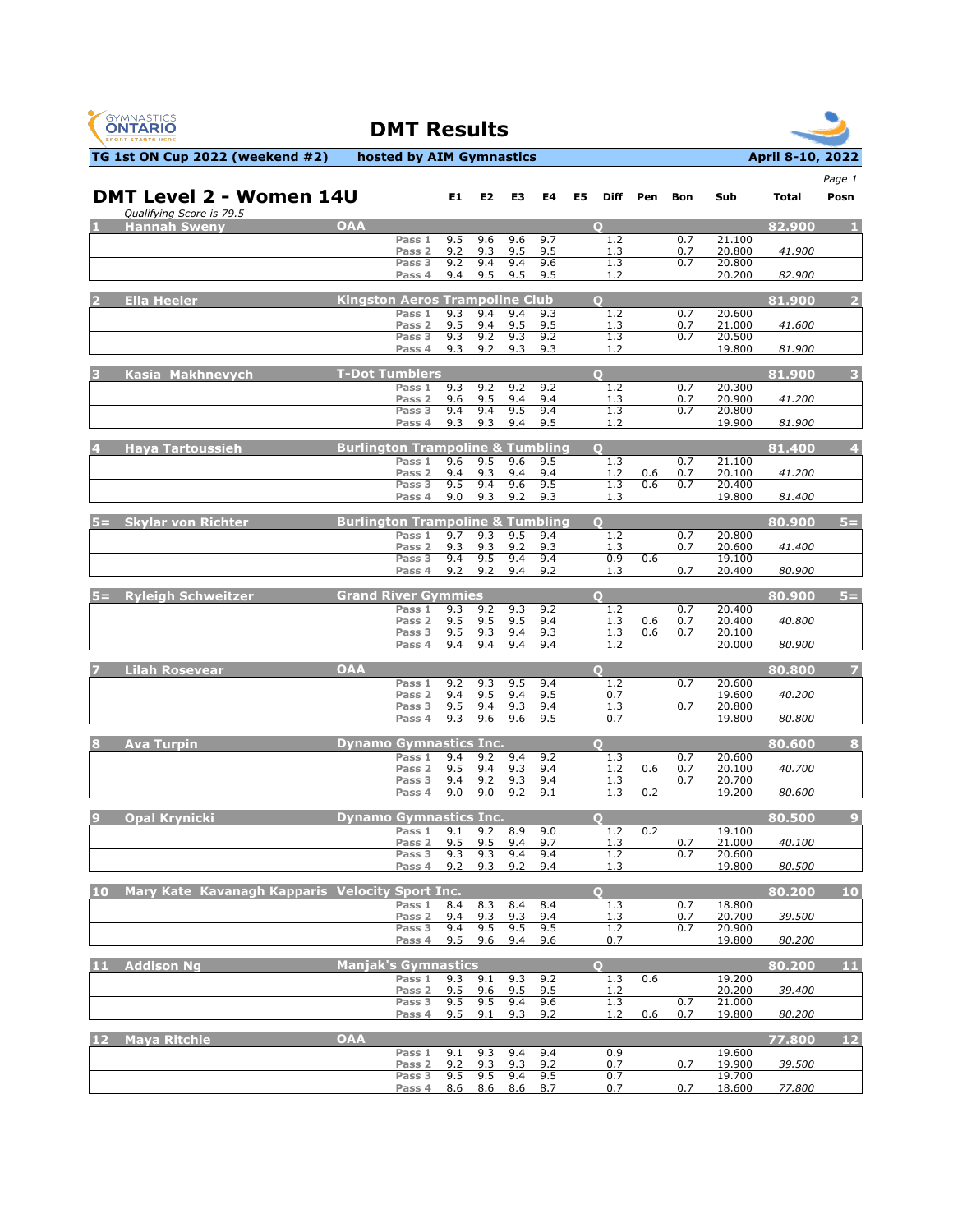# DMT Results

**TG 1st ON Cup 2022 (weekend #2)** | **hosted by AIM Gymnastics** | **April 8-10, 2022**

## DMT Level 2 - Women 14U

*Qualifying Score is 79.5*

| Posn | Name | Club | Pass | E1 | E2 | E3 | E4 | E5 | Diff | Pen | Bon | Sub | Total | Posn |
|---|---|---|---|---|---|---|---|---|---|---|---|---|---|---|
| 1 | Hannah Sweny | OAA | | | | | | | Q | | | | 82.900 | 1 |
| | | | Pass 1 | 9.5 | 9.6 | 9.6 | 9.7 | | 1.2 | | 0.7 | 21.100 | | |
| | | | Pass 2 | 9.2 | 9.3 | 9.5 | 9.5 | | 1.3 | | 0.7 | 20.800 | *41.900* | |
| | | | Pass 3 | 9.2 | 9.4 | 9.4 | 9.6 | | 1.3 | | 0.7 | 20.800 | | |
| | | | Pass 4 | 9.4 | 9.5 | 9.5 | 9.5 | | 1.2 | | | 20.200 | *82.900* | |
| 2 | Ella Heeler | Kingston Aeros Trampoline Club | | | | | | | Q | | | | 81.900 | 2 |
| | | | Pass 1 | 9.3 | 9.4 | 9.4 | 9.3 | | 1.2 | | 0.7 | 20.600 | | |
| | | | Pass 2 | 9.5 | 9.4 | 9.5 | 9.5 | | 1.3 | | 0.7 | 21.000 | *41.600* | |
| | | | Pass 3 | 9.3 | 9.2 | 9.3 | 9.2 | | 1.3 | | 0.7 | 20.500 | | |
| | | | Pass 4 | 9.3 | 9.2 | 9.3 | 9.3 | | 1.2 | | | 19.800 | *81.900* | |
| 3 | Kasia Makhnevych | T-Dot Tumblers | | | | | | | Q | | | | 81.900 | 3 |
| | | | Pass 1 | 9.3 | 9.2 | 9.2 | 9.2 | | 1.2 | | 0.7 | 20.300 | | |
| | | | Pass 2 | 9.6 | 9.5 | 9.4 | 9.4 | | 1.3 | | 0.7 | 20.900 | *41.200* | |
| | | | Pass 3 | 9.4 | 9.4 | 9.5 | 9.4 | | 1.3 | | 0.7 | 20.800 | | |
| | | | Pass 4 | 9.3 | 9.3 | 9.4 | 9.5 | | 1.2 | | | 19.900 | *81.900* | |
| 4 | Haya Tartoussieh | Burlington Trampoline & Tumbling | | | | | | | Q | | | | 81.400 | 4 |
| | | | Pass 1 | 9.6 | 9.5 | 9.6 | 9.5 | | 1.3 | | 0.7 | 21.100 | | |
| | | | Pass 2 | 9.4 | 9.3 | 9.4 | 9.4 | | 1.2 | 0.6 | 0.7 | 20.100 | *41.200* | |
| | | | Pass 3 | 9.5 | 9.4 | 9.6 | 9.5 | | 1.3 | 0.6 | 0.7 | 20.400 | | |
| | | | Pass 4 | 9.0 | 9.3 | 9.2 | 9.3 | | 1.3 | | | 19.800 | *81.400* | |
| 5= | Skylar von Richter | Burlington Trampoline & Tumbling | | | | | | | Q | | | | 80.900 | 5= |
| | | | Pass 1 | 9.7 | 9.3 | 9.5 | 9.4 | | 1.2 | | 0.7 | 20.800 | | |
| | | | Pass 2 | 9.3 | 9.3 | 9.2 | 9.3 | | 1.3 | | 0.7 | 20.600 | *41.400* | |
| | | | Pass 3 | 9.4 | 9.5 | 9.4 | 9.4 | | 0.9 | 0.6 | | 19.100 | | |
| | | | Pass 4 | 9.2 | 9.2 | 9.4 | 9.2 | | 1.3 | | 0.7 | 20.400 | *80.900* | |
| 5= | Ryleigh Schweitzer | Grand River Gymmies | | | | | | | Q | | | | 80.900 | 5= |
| | | | Pass 1 | 9.3 | 9.2 | 9.3 | 9.2 | | 1.2 | | 0.7 | 20.400 | | |
| | | | Pass 2 | 9.5 | 9.5 | 9.5 | 9.4 | | 1.3 | 0.6 | 0.7 | 20.400 | *40.800* | |
| | | | Pass 3 | 9.5 | 9.3 | 9.4 | 9.3 | | 1.3 | 0.6 | 0.7 | 20.100 | | |
| | | | Pass 4 | 9.4 | 9.4 | 9.4 | 9.4 | | 1.2 | | | 20.000 | *80.900* | |
| 7 | Lilah Rosevear | OAA | | | | | | | Q | | | | 80.800 | 7 |
| | | | Pass 1 | 9.2 | 9.3 | 9.5 | 9.4 | | 1.2 | | 0.7 | 20.600 | | |
| | | | Pass 2 | 9.4 | 9.5 | 9.4 | 9.5 | | 0.7 | | | 19.600 | *40.200* | |
| | | | Pass 3 | 9.5 | 9.4 | 9.3 | 9.4 | | 1.3 | | 0.7 | 20.800 | | |
| | | | Pass 4 | 9.3 | 9.6 | 9.6 | 9.5 | | 0.7 | | | 19.800 | *80.800* | |
| 8 | Ava Turpin | Dynamo Gymnastics Inc. | | | | | | | Q | | | | 80.600 | 8 |
| | | | Pass 1 | 9.4 | 9.2 | 9.4 | 9.2 | | 1.3 | | 0.7 | 20.600 | | |
| | | | Pass 2 | 9.5 | 9.4 | 9.3 | 9.4 | | 1.2 | 0.6 | 0.7 | 20.100 | *40.700* | |
| | | | Pass 3 | 9.4 | 9.2 | 9.3 | 9.4 | | 1.3 | | 0.7 | 20.700 | | |
| | | | Pass 4 | 9.0 | 9.0 | 9.2 | 9.1 | | 1.3 | 0.2 | | 19.200 | *80.600* | |
| 9 | Opal Krynicki | Dynamo Gymnastics Inc. | | | | | | | Q | | | | 80.500 | 9 |
| | | | Pass 1 | 9.1 | 9.2 | 8.9 | 9.0 | | 1.2 | 0.2 | | 19.100 | | |
| | | | Pass 2 | 9.5 | 9.5 | 9.4 | 9.7 | | 1.3 | | 0.7 | 21.000 | *40.100* | |
| | | | Pass 3 | 9.3 | 9.3 | 9.4 | 9.4 | | 1.2 | | 0.7 | 20.600 | | |
| | | | Pass 4 | 9.2 | 9.3 | 9.2 | 9.4 | | 1.3 | | | 19.800 | *80.500* | |
| 10 | Mary Kate Kavanagh Kapparis | Velocity Sport Inc. | | | | | | | Q | | | | 80.200 | 10 |
| | | | Pass 1 | 8.4 | 8.3 | 8.4 | 8.4 | | 1.3 | | 0.7 | 18.800 | | |
| | | | Pass 2 | 9.4 | 9.3 | 9.3 | 9.4 | | 1.3 | | 0.7 | 20.700 | *39.500* | |
| | | | Pass 3 | 9.4 | 9.5 | 9.5 | 9.5 | | 1.2 | | 0.7 | 20.900 | | |
| | | | Pass 4 | 9.5 | 9.6 | 9.4 | 9.6 | | 0.7 | | | 19.800 | *80.200* | |
| 11 | Addison Ng | Manjak's Gymnastics | | | | | | | Q | | | | 80.200 | 11 |
| | | | Pass 1 | 9.3 | 9.1 | 9.3 | 9.2 | | 1.3 | 0.6 | | 19.200 | | |
| | | | Pass 2 | 9.5 | 9.6 | 9.5 | 9.5 | | 1.2 | | | 20.200 | *39.400* | |
| | | | Pass 3 | 9.5 | 9.5 | 9.4 | 9.6 | | 1.3 | | 0.7 | 21.000 | | |
| | | | Pass 4 | 9.5 | 9.1 | 9.3 | 9.2 | | 1.2 | 0.6 | 0.7 | 19.800 | *80.200* | |
| 12 | Maya Ritchie | OAA | | | | | | | | | | | 77.800 | 12 |
| | | | Pass 1 | 9.1 | 9.3 | 9.4 | 9.4 | | 0.9 | | | 19.600 | | |
| | | | Pass 2 | 9.2 | 9.3 | 9.3 | 9.2 | | 0.7 | | 0.7 | 19.900 | *39.500* | |
| | | | Pass 3 | 9.5 | 9.5 | 9.4 | 9.5 | | 0.7 | | | 19.700 | | |
| | | | Pass 4 | 8.6 | 8.6 | 8.6 | 8.7 | | 0.7 | | 0.7 | 18.600 | *77.800* | |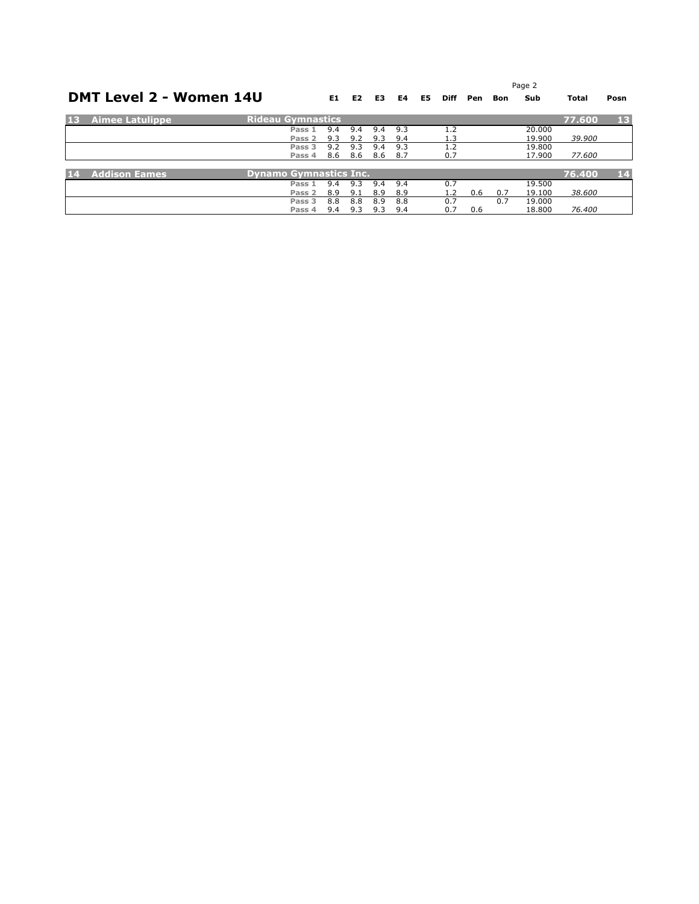# DMT Level 2 - Women 14U

| # | Name | Club | | E1 | E2 | E3 | E4 | E5 | Diff | Pen | Bon | Sub | Total | Posn |
|---|---|---|---|---|---|---|---|---|---|---|---|---|---|---|
| 13 | Aimee Latulippe | Rideau Gymnastics | | | | | | | | | | | 77.600 | 13 |
| | | | Pass 1 | 9.4 | 9.4 | 9.4 | 9.3 | | 1.2 | | | 20.000 | | |
| | | | Pass 2 | 9.3 | 9.2 | 9.3 | 9.4 | | 1.3 | | | 19.900 | *39.900* | |
| | | | Pass 3 | 9.2 | 9.3 | 9.4 | 9.3 | | 1.2 | | | 19.800 | | |
| | | | Pass 4 | 8.6 | 8.6 | 8.6 | 8.7 | | 0.7 | | | 17.900 | *77.600* | |
| 14 | Addison Eames | Dynamo Gymnastics Inc. | | | | | | | | | | | 76.400 | 14 |
| | | | Pass 1 | 9.4 | 9.3 | 9.4 | 9.4 | | 0.7 | | | 19.500 | | |
| | | | Pass 2 | 8.9 | 9.1 | 8.9 | 8.9 | | 1.2 | 0.6 | 0.7 | 19.100 | *38.600* | |
| | | | Pass 3 | 8.8 | 8.8 | 8.9 | 8.8 | | 0.7 | | 0.7 | 19.000 | | |
| | | | Pass 4 | 9.4 | 9.3 | 9.3 | 9.4 | | 0.7 | 0.6 | | 18.800 | *76.400* | |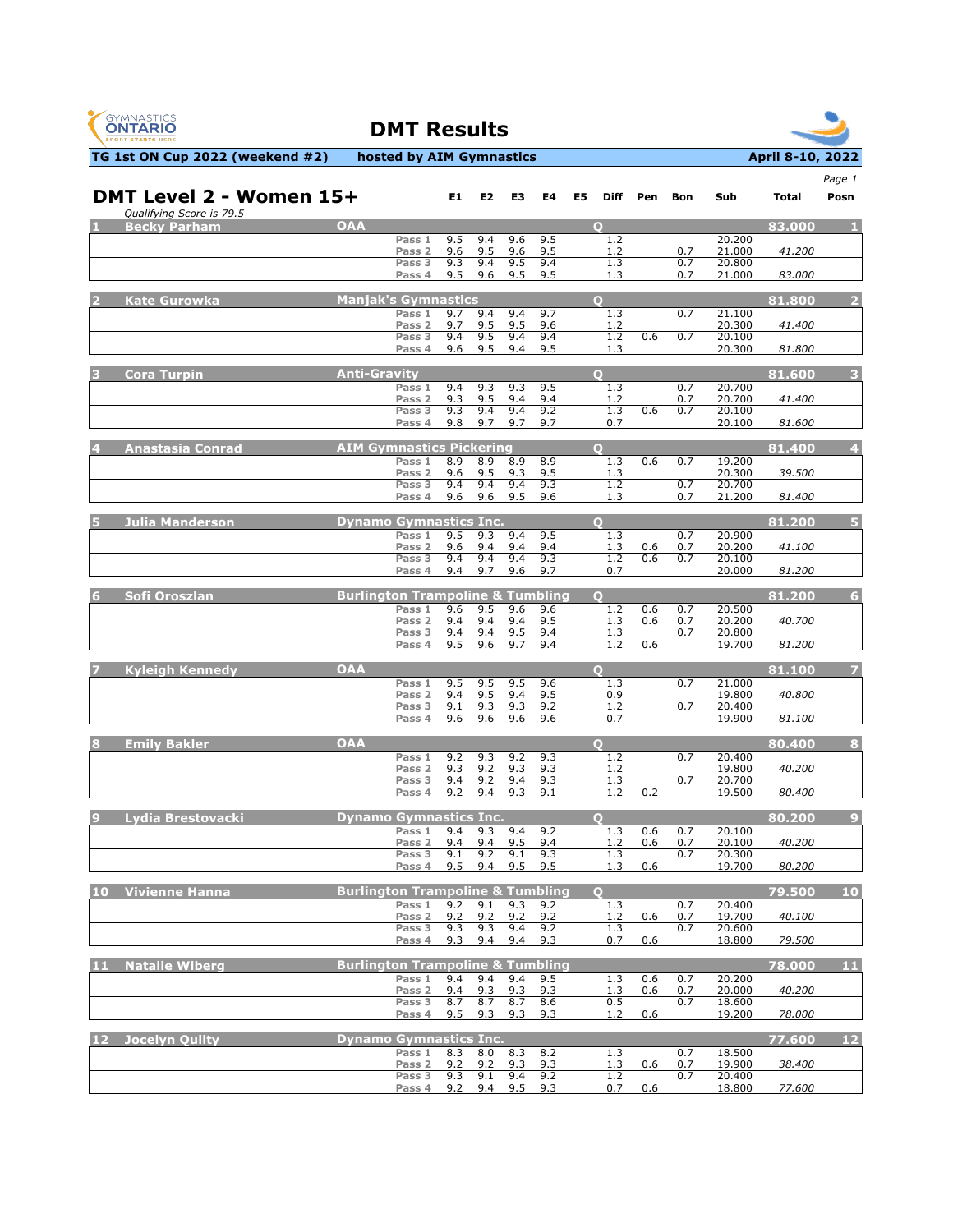# DMT Results

**TG 1st ON Cup 2022 (weekend #2)** | **hosted by AIM Gymnastics** | **April 8-10, 2022**

## DMT Level 2 - Women 15+

*Qualifying Score is 79.5*

| Posn | Name | Club | Pass | E1 | E2 | E3 | E4 | E5 | Diff | Pen | Bon | Sub | Total |
|---|---|---|---|---|---|---|---|---|---|---|---|---|---|
| 1 | Becky Parham | OAA | Q | | | | | | | | | | 83.000 |
| | | | Pass 1 | 9.5 | 9.4 | 9.6 | 9.5 | | 1.2 | | | 20.200 | |
| | | | Pass 2 | 9.6 | 9.5 | 9.6 | 9.5 | | 1.2 | | 0.7 | 21.000 | *41.200* |
| | | | Pass 3 | 9.3 | 9.4 | 9.5 | 9.4 | | 1.3 | | 0.7 | 20.800 | |
| | | | Pass 4 | 9.5 | 9.6 | 9.5 | 9.5 | | 1.3 | | 0.7 | 21.000 | *83.000* |
| 2 | Kate Gurowka | Manjak's Gymnastics | Q | | | | | | | | | | 81.800 |
| | | | Pass 1 | 9.7 | 9.4 | 9.4 | 9.7 | | 1.3 | | 0.7 | 21.100 | |
| | | | Pass 2 | 9.7 | 9.5 | 9.5 | 9.6 | | 1.2 | | | 20.300 | *41.400* |
| | | | Pass 3 | 9.4 | 9.5 | 9.4 | 9.4 | | 1.2 | 0.6 | 0.7 | 20.100 | |
| | | | Pass 4 | 9.6 | 9.5 | 9.4 | 9.5 | | 1.3 | | | 20.300 | *81.800* |
| 3 | Cora Turpin | Anti-Gravity | Q | | | | | | | | | | 81.600 |
| | | | Pass 1 | 9.4 | 9.3 | 9.3 | 9.5 | | 1.3 | | 0.7 | 20.700 | |
| | | | Pass 2 | 9.3 | 9.5 | 9.4 | 9.4 | | 1.2 | | 0.7 | 20.700 | *41.400* |
| | | | Pass 3 | 9.3 | 9.4 | 9.4 | 9.2 | | 1.3 | 0.6 | 0.7 | 20.100 | |
| | | | Pass 4 | 9.8 | 9.7 | 9.7 | 9.7 | | 0.7 | | | 20.100 | *81.600* |
| 4 | Anastasia Conrad | AIM Gymnastics Pickering | Q | | | | | | | | | | 81.400 |
| | | | Pass 1 | 8.9 | 8.9 | 8.9 | 8.9 | | 1.3 | 0.6 | 0.7 | 19.200 | |
| | | | Pass 2 | 9.6 | 9.5 | 9.3 | 9.5 | | 1.3 | | | 20.300 | *39.500* |
| | | | Pass 3 | 9.4 | 9.4 | 9.4 | 9.3 | | 1.2 | | 0.7 | 20.700 | |
| | | | Pass 4 | 9.6 | 9.6 | 9.5 | 9.6 | | 1.3 | | 0.7 | 21.200 | *81.400* |
| 5 | Julia Manderson | Dynamo Gymnastics Inc. | Q | | | | | | | | | | 81.200 |
| | | | Pass 1 | 9.5 | 9.3 | 9.4 | 9.5 | | 1.3 | | 0.7 | 20.900 | |
| | | | Pass 2 | 9.6 | 9.4 | 9.4 | 9.4 | | 1.3 | 0.6 | 0.7 | 20.200 | *41.100* |
| | | | Pass 3 | 9.4 | 9.4 | 9.4 | 9.3 | | 1.2 | 0.6 | 0.7 | 20.100 | |
| | | | Pass 4 | 9.4 | 9.7 | 9.6 | 9.7 | | 0.7 | | | 20.000 | *81.200* |
| 6 | Sofi Oroszlan | Burlington Trampoline & Tumbling | Q | | | | | | | | | | 81.200 |
| | | | Pass 1 | 9.6 | 9.5 | 9.6 | 9.6 | | 1.2 | 0.6 | 0.7 | 20.500 | |
| | | | Pass 2 | 9.4 | 9.4 | 9.4 | 9.5 | | 1.3 | 0.6 | 0.7 | 20.200 | *40.700* |
| | | | Pass 3 | 9.4 | 9.4 | 9.5 | 9.4 | | 1.3 | | 0.7 | 20.800 | |
| | | | Pass 4 | 9.5 | 9.6 | 9.7 | 9.4 | | 1.2 | 0.6 | | 19.700 | *81.200* |
| 7 | Kyleigh Kennedy | OAA | Q | | | | | | | | | | 81.100 |
| | | | Pass 1 | 9.5 | 9.5 | 9.5 | 9.6 | | 1.3 | | 0.7 | 21.000 | |
| | | | Pass 2 | 9.4 | 9.5 | 9.4 | 9.5 | | 0.9 | | | 19.800 | *40.800* |
| | | | Pass 3 | 9.1 | 9.3 | 9.3 | 9.2 | | 1.2 | | 0.7 | 20.400 | |
| | | | Pass 4 | 9.6 | 9.6 | 9.6 | 9.6 | | 0.7 | | | 19.900 | *81.100* |
| 8 | Emily Bakler | OAA | Q | | | | | | | | | | 80.400 |
| | | | Pass 1 | 9.2 | 9.3 | 9.2 | 9.3 | | 1.2 | | 0.7 | 20.400 | |
| | | | Pass 2 | 9.3 | 9.2 | 9.3 | 9.3 | | 1.2 | | | 19.800 | *40.200* |
| | | | Pass 3 | 9.4 | 9.2 | 9.4 | 9.3 | | 1.3 | | 0.7 | 20.700 | |
| | | | Pass 4 | 9.2 | 9.4 | 9.3 | 9.1 | | 1.2 | 0.2 | | 19.500 | *80.400* |
| 9 | Lydia Brestovacki | Dynamo Gymnastics Inc. | Q | | | | | | | | | | 80.200 |
| | | | Pass 1 | 9.4 | 9.3 | 9.4 | 9.2 | | 1.3 | 0.6 | 0.7 | 20.100 | |
| | | | Pass 2 | 9.4 | 9.4 | 9.5 | 9.4 | | 1.2 | 0.6 | 0.7 | 20.100 | *40.200* |
| | | | Pass 3 | 9.1 | 9.2 | 9.1 | 9.3 | | 1.3 | | 0.7 | 20.300 | |
| | | | Pass 4 | 9.5 | 9.4 | 9.5 | 9.5 | | 1.3 | 0.6 | | 19.700 | *80.200* |
| 10 | Vivienne Hanna | Burlington Trampoline & Tumbling | Q | | | | | | | | | | 79.500 |
| | | | Pass 1 | 9.2 | 9.1 | 9.3 | 9.2 | | 1.3 | | 0.7 | 20.400 | |
| | | | Pass 2 | 9.2 | 9.2 | 9.2 | 9.2 | | 1.2 | 0.6 | 0.7 | 19.700 | *40.100* |
| | | | Pass 3 | 9.3 | 9.3 | 9.4 | 9.2 | | 1.3 | | 0.7 | 20.600 | |
| | | | Pass 4 | 9.3 | 9.4 | 9.4 | 9.3 | | 0.7 | 0.6 | | 18.800 | *79.500* |
| 11 | Natalie Wiberg | Burlington Trampoline & Tumbling | | | | | | | | | | | 78.000 |
| | | | Pass 1 | 9.4 | 9.4 | 9.4 | 9.5 | | 1.3 | 0.6 | 0.7 | 20.200 | |
| | | | Pass 2 | 9.4 | 9.3 | 9.3 | 9.3 | | 1.3 | 0.6 | 0.7 | 20.000 | *40.200* |
| | | | Pass 3 | 8.7 | 8.7 | 8.7 | 8.6 | | 0.5 | | 0.7 | 18.600 | |
| | | | Pass 4 | 9.5 | 9.3 | 9.3 | 9.3 | | 1.2 | 0.6 | | 19.200 | *78.000* |
| 12 | Jocelyn Quilty | Dynamo Gymnastics Inc. | | | | | | | | | | | 77.600 |
| | | | Pass 1 | 8.3 | 8.0 | 8.3 | 8.2 | | 1.3 | | 0.7 | 18.500 | |
| | | | Pass 2 | 9.2 | 9.2 | 9.3 | 9.3 | | 1.3 | 0.6 | 0.7 | 19.900 | *38.400* |
| | | | Pass 3 | 9.3 | 9.1 | 9.4 | 9.2 | | 1.2 | | 0.7 | 20.400 | |
| | | | Pass 4 | 9.2 | 9.4 | 9.5 | 9.3 | | 0.7 | 0.6 | | 18.800 | *77.600* |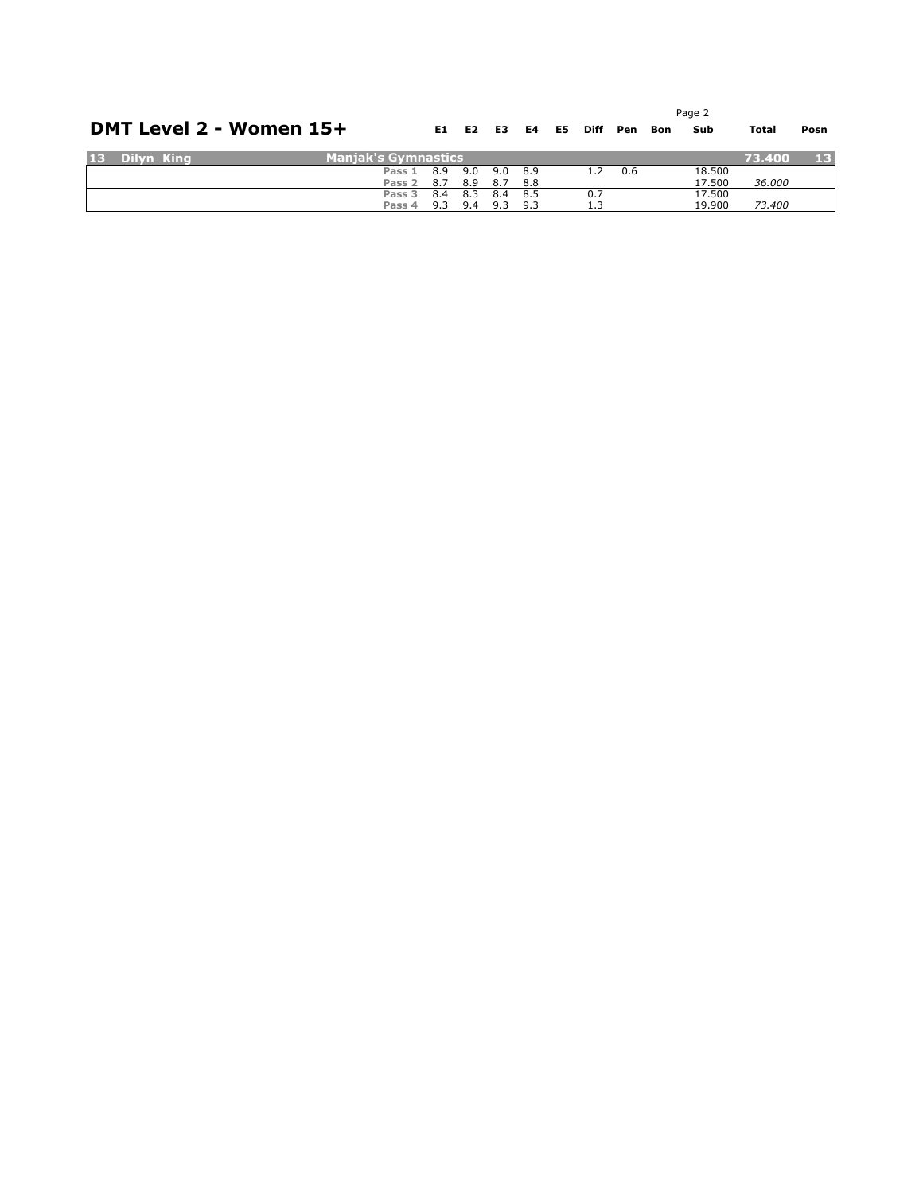# DMT Level 2 - Women 15+

| | | | E1 | E2 | E3 | E4 | E5 | Diff | Pen | Bon | Sub | Total | Posn |
|---|---|---|---|---|---|---|---|---|---|---|---|---|---|
| **13 Dilyn King** | **Manjak's Gymnastics** | | | | | | | | | | | **73.400** | **13** |
| | | Pass 1 | 8.9 | 9.0 | 9.0 | 8.9 | | 1.2 | 0.6 | | 18.500 | | |
| | | Pass 2 | 8.7 | 8.9 | 8.7 | 8.8 | | | | | 17.500 | *36.000* | |
| | | Pass 3 | 8.4 | 8.3 | 8.4 | 8.5 | | 0.7 | | | 17.500 | | |
| | | Pass 4 | 9.3 | 9.4 | 9.3 | 9.3 | | 1.3 | | | 19.900 | *73.400* | |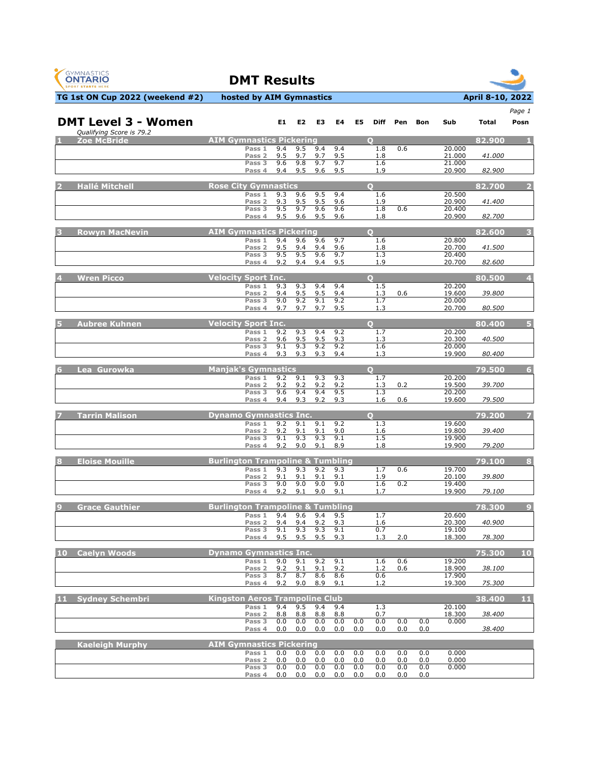# DMT Results

**TG 1st ON Cup 2022 (weekend #2)** — **hosted by AIM Gymnastics** — **April 8-10, 2022**

## DMT Level 3 - Women

*Qualifying Score is 79.2*

| Rank | Name | Club | Q | Pass | E1 | E2 | E3 | E4 | E5 | Diff | Pen | Bon | Sub | Total | Posn |
|---|---|---|---|---|---|---|---|---|---|---|---|---|---|---|---|
| 1 | Zoe McBride | AIM Gymnastics Pickering | Q | | | | | | | | | | | 82.900 | 1 |
| | | | | Pass 1 | 9.4 | 9.5 | 9.4 | 9.4 | | 1.8 | 0.6 | | 20.000 | | |
| | | | | Pass 2 | 9.5 | 9.7 | 9.7 | 9.5 | | 1.8 | | | 21.000 | *41.000* | |
| | | | | Pass 3 | 9.6 | 9.8 | 9.7 | 9.7 | | 1.6 | | | 21.000 | | |
| | | | | Pass 4 | 9.4 | 9.5 | 9.6 | 9.5 | | 1.9 | | | 20.900 | *82.900* | |
| 2 | Hallé Mitchell | Rose City Gymnastics | Q | | | | | | | | | | | 82.700 | 2 |
| | | | | Pass 1 | 9.3 | 9.6 | 9.5 | 9.4 | | 1.6 | | | 20.500 | | |
| | | | | Pass 2 | 9.3 | 9.5 | 9.5 | 9.6 | | 1.9 | | | 20.900 | *41.400* | |
| | | | | Pass 3 | 9.5 | 9.7 | 9.6 | 9.6 | | 1.8 | 0.6 | | 20.400 | | |
| | | | | Pass 4 | 9.5 | 9.6 | 9.5 | 9.6 | | 1.8 | | | 20.900 | *82.700* | |
| 3 | Rowyn MacNevin | AIM Gymnastics Pickering | Q | | | | | | | | | | | 82.600 | 3 |
| | | | | Pass 1 | 9.4 | 9.6 | 9.6 | 9.7 | | 1.6 | | | 20.800 | | |
| | | | | Pass 2 | 9.5 | 9.4 | 9.4 | 9.6 | | 1.8 | | | 20.700 | *41.500* | |
| | | | | Pass 3 | 9.5 | 9.5 | 9.6 | 9.7 | | 1.3 | | | 20.400 | | |
| | | | | Pass 4 | 9.2 | 9.4 | 9.4 | 9.5 | | 1.9 | | | 20.700 | *82.600* | |
| 4 | Wren Picco | Velocity Sport Inc. | Q | | | | | | | | | | | 80.500 | 4 |
| | | | | Pass 1 | 9.3 | 9.3 | 9.4 | 9.4 | | 1.5 | | | 20.200 | | |
| | | | | Pass 2 | 9.4 | 9.5 | 9.5 | 9.4 | | 1.3 | 0.6 | | 19.600 | *39.800* | |
| | | | | Pass 3 | 9.0 | 9.2 | 9.1 | 9.2 | | 1.7 | | | 20.000 | | |
| | | | | Pass 4 | 9.7 | 9.7 | 9.7 | 9.5 | | 1.3 | | | 20.700 | *80.500* | |
| 5 | Aubree Kuhnen | Velocity Sport Inc. | Q | | | | | | | | | | | 80.400 | 5 |
| | | | | Pass 1 | 9.2 | 9.3 | 9.4 | 9.2 | | 1.7 | | | 20.200 | | |
| | | | | Pass 2 | 9.6 | 9.5 | 9.5 | 9.3 | | 1.3 | | | 20.300 | *40.500* | |
| | | | | Pass 3 | 9.1 | 9.3 | 9.2 | 9.2 | | 1.6 | | | 20.000 | | |
| | | | | Pass 4 | 9.3 | 9.3 | 9.3 | 9.4 | | 1.3 | | | 19.900 | *80.400* | |
| 6 | Lea Gurowka | Manjak's Gymnastics | Q | | | | | | | | | | | 79.500 | 6 |
| | | | | Pass 1 | 9.2 | 9.1 | 9.3 | 9.3 | | 1.7 | | | 20.200 | | |
| | | | | Pass 2 | 9.2 | 9.2 | 9.2 | 9.2 | | 1.3 | 0.2 | | 19.500 | *39.700* | |
| | | | | Pass 3 | 9.6 | 9.4 | 9.4 | 9.5 | | 1.3 | | | 20.200 | | |
| | | | | Pass 4 | 9.4 | 9.3 | 9.2 | 9.3 | | 1.6 | 0.6 | | 19.600 | *79.500* | |
| 7 | Tarrin Malison | Dynamo Gymnastics Inc. | Q | | | | | | | | | | | 79.200 | 7 |
| | | | | Pass 1 | 9.2 | 9.1 | 9.1 | 9.2 | | 1.3 | | | 19.600 | | |
| | | | | Pass 2 | 9.2 | 9.1 | 9.1 | 9.0 | | 1.6 | | | 19.800 | *39.400* | |
| | | | | Pass 3 | 9.1 | 9.3 | 9.3 | 9.1 | | 1.5 | | | 19.900 | | |
| | | | | Pass 4 | 9.2 | 9.0 | 9.1 | 8.9 | | 1.8 | | | 19.900 | *79.200* | |
| 8 | Eloise Mouille | Burlington Trampoline & Tumbling | | | | | | | | | | | | 79.100 | 8 |
| | | | | Pass 1 | 9.3 | 9.3 | 9.2 | 9.3 | | 1.7 | 0.6 | | 19.700 | | |
| | | | | Pass 2 | 9.1 | 9.1 | 9.1 | 9.1 | | 1.9 | | | 20.100 | *39.800* | |
| | | | | Pass 3 | 9.0 | 9.0 | 9.0 | 9.0 | | 1.6 | 0.2 | | 19.400 | | |
| | | | | Pass 4 | 9.2 | 9.1 | 9.0 | 9.1 | | 1.7 | | | 19.900 | *79.100* | |
| 9 | Grace Gauthier | Burlington Trampoline & Tumbling | | | | | | | | | | | | 78.300 | 9 |
| | | | | Pass 1 | 9.4 | 9.6 | 9.4 | 9.5 | | 1.7 | | | 20.600 | | |
| | | | | Pass 2 | 9.4 | 9.4 | 9.2 | 9.3 | | 1.6 | | | 20.300 | *40.900* | |
| | | | | Pass 3 | 9.1 | 9.3 | 9.3 | 9.1 | | 0.7 | | | 19.100 | | |
| | | | | Pass 4 | 9.5 | 9.5 | 9.5 | 9.3 | | 1.3 | 2.0 | | 18.300 | *78.300* | |
| 10 | Caelyn Woods | Dynamo Gymnastics Inc. | | | | | | | | | | | | 75.300 | 10 |
| | | | | Pass 1 | 9.0 | 9.1 | 9.2 | 9.1 | | 1.6 | 0.6 | | 19.200 | | |
| | | | | Pass 2 | 9.2 | 9.1 | 9.1 | 9.2 | | 1.2 | 0.6 | | 18.900 | *38.100* | |
| | | | | Pass 3 | 8.7 | 8.7 | 8.6 | 8.6 | | 0.6 | | | 17.900 | | |
| | | | | Pass 4 | 9.2 | 9.0 | 8.9 | 9.1 | | 1.2 | | | 19.300 | *75.300* | |
| 11 | Sydney Schembri | Kingston Aeros Trampoline Club | | | | | | | | | | | | 38.400 | 11 |
| | | | | Pass 1 | 9.4 | 9.5 | 9.4 | 9.4 | | 1.3 | | | 20.100 | | |
| | | | | Pass 2 | 8.8 | 8.8 | 8.8 | 8.8 | | 0.7 | | | 18.300 | *38.400* | |
| | | | | Pass 3 | 0.0 | 0.0 | 0.0 | 0.0 | 0.0 | 0.0 | 0.0 | 0.0 | 0.000 | | |
| | | | | Pass 4 | 0.0 | 0.0 | 0.0 | 0.0 | 0.0 | 0.0 | 0.0 | 0.0 | | *38.400* | |
| | Kaeleigh Murphy | AIM Gymnastics Pickering | | | | | | | | | | | | | |
| | | | | Pass 1 | 0.0 | 0.0 | 0.0 | 0.0 | 0.0 | 0.0 | 0.0 | 0.0 | 0.000 | | |
| | | | | Pass 2 | 0.0 | 0.0 | 0.0 | 0.0 | 0.0 | 0.0 | 0.0 | 0.0 | 0.000 | | |
| | | | | Pass 3 | 0.0 | 0.0 | 0.0 | 0.0 | 0.0 | 0.0 | 0.0 | 0.0 | 0.000 | | |
| | | | | Pass 4 | 0.0 | 0.0 | 0.0 | 0.0 | 0.0 | 0.0 | 0.0 | 0.0 | | | |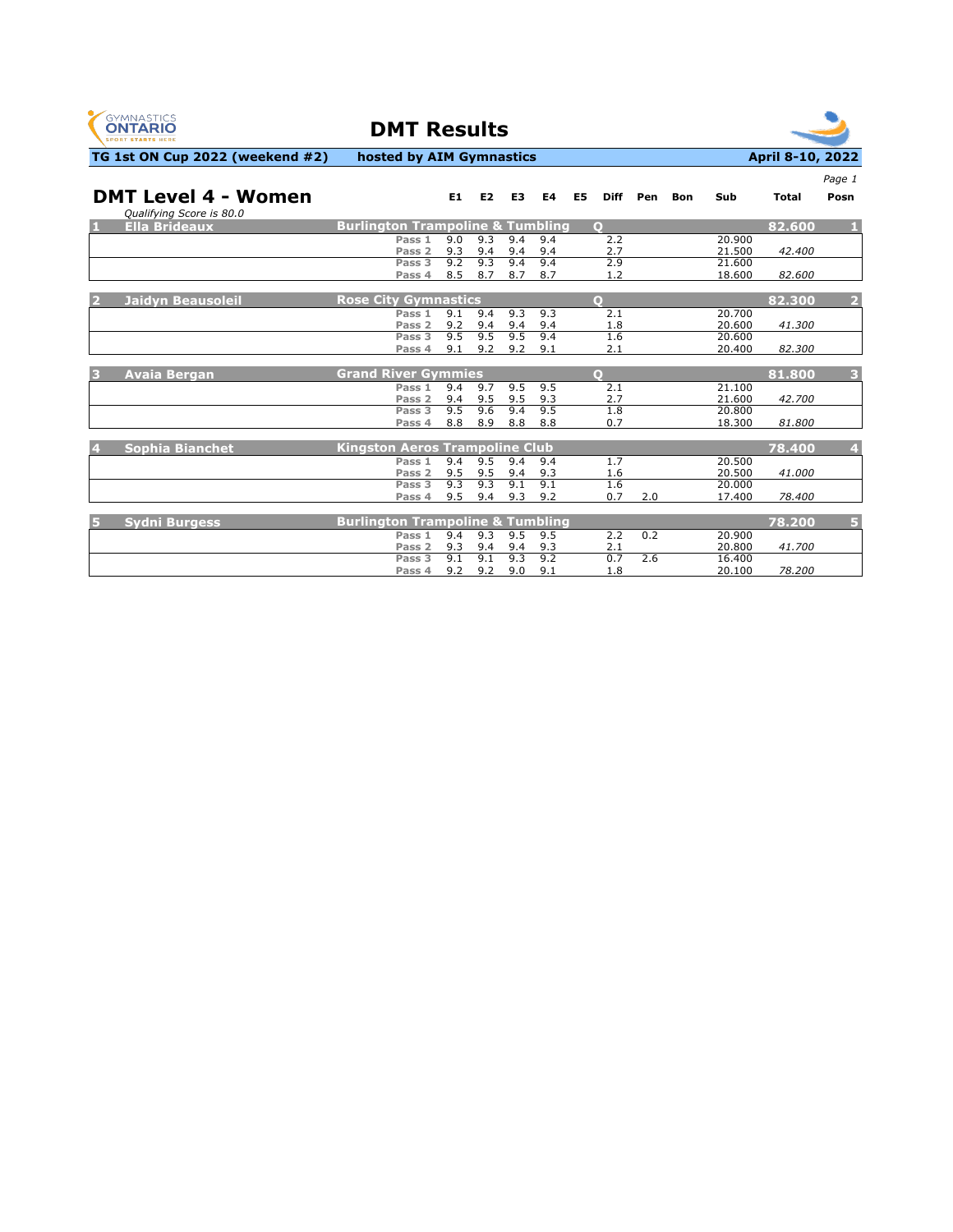# DMT Results

**TG 1st ON Cup 2022 (weekend #2)** — **hosted by AIM Gymnastics** — **April 8-10, 2022**

*Page 1*

## DMT Level 4 - Women

*Qualifying Score is 80.0*

| Posn | Name | Club | | E1 | E2 | E3 | E4 | E5 | Diff | Pen | Bon | Sub | Total | Posn |
|---|---|---|---|---|---|---|---|---|---|---|---|---|---|---|
| 1 | Ella Brideaux | Burlington Trampoline & Tumbling | Q | | | | | | | | | | 82.600 | 1 |
| | | | Pass 1 | 9.0 | 9.3 | 9.4 | 9.4 | | 2.2 | | | 20.900 | | |
| | | | Pass 2 | 9.3 | 9.4 | 9.4 | 9.4 | | 2.7 | | | 21.500 | *42.400* | |
| | | | Pass 3 | 9.2 | 9.3 | 9.4 | 9.4 | | 2.9 | | | 21.600 | | |
| | | | Pass 4 | 8.5 | 8.7 | 8.7 | 8.7 | | 1.2 | | | 18.600 | *82.600* | |
| 2 | Jaidyn Beausoleil | Rose City Gymnastics | Q | | | | | | | | | | 82.300 | 2 |
| | | | Pass 1 | 9.1 | 9.4 | 9.3 | 9.3 | | 2.1 | | | 20.700 | | |
| | | | Pass 2 | 9.2 | 9.4 | 9.4 | 9.4 | | 1.8 | | | 20.600 | *41.300* | |
| | | | Pass 3 | 9.5 | 9.5 | 9.5 | 9.4 | | 1.6 | | | 20.600 | | |
| | | | Pass 4 | 9.1 | 9.2 | 9.2 | 9.1 | | 2.1 | | | 20.400 | *82.300* | |
| 3 | Avaia Bergan | Grand River Gymmies | Q | | | | | | | | | | 81.800 | 3 |
| | | | Pass 1 | 9.4 | 9.7 | 9.5 | 9.5 | | 2.1 | | | 21.100 | | |
| | | | Pass 2 | 9.4 | 9.5 | 9.5 | 9.3 | | 2.7 | | | 21.600 | *42.700* | |
| | | | Pass 3 | 9.5 | 9.6 | 9.4 | 9.5 | | 1.8 | | | 20.800 | | |
| | | | Pass 4 | 8.8 | 8.9 | 8.8 | 8.8 | | 0.7 | | | 18.300 | *81.800* | |
| 4 | Sophia Bianchet | Kingston Aeros Trampoline Club | | | | | | | | | | | 78.400 | 4 |
| | | | Pass 1 | 9.4 | 9.5 | 9.4 | 9.4 | | 1.7 | | | 20.500 | | |
| | | | Pass 2 | 9.5 | 9.5 | 9.4 | 9.3 | | 1.6 | | | 20.500 | *41.000* | |
| | | | Pass 3 | 9.3 | 9.3 | 9.1 | 9.1 | | 1.6 | | | 20.000 | | |
| | | | Pass 4 | 9.5 | 9.4 | 9.3 | 9.2 | | 0.7 | 2.0 | | 17.400 | *78.400* | |
| 5 | Sydni Burgess | Burlington Trampoline & Tumbling | | | | | | | | | | | 78.200 | 5 |
| | | | Pass 1 | 9.4 | 9.3 | 9.5 | 9.5 | | 2.2 | 0.2 | | 20.900 | | |
| | | | Pass 2 | 9.3 | 9.4 | 9.4 | 9.3 | | 2.1 | | | 20.800 | *41.700* | |
| | | | Pass 3 | 9.1 | 9.1 | 9.3 | 9.2 | | 0.7 | 2.6 | | 16.400 | | |
| | | | Pass 4 | 9.2 | 9.2 | 9.0 | 9.1 | | 1.8 | | | 20.100 | *78.200* | |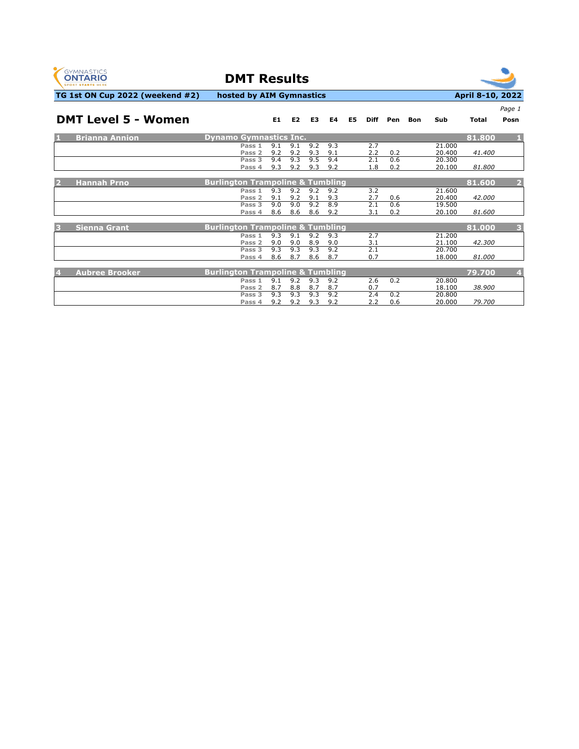# DMT Results

**TG 1st ON Cup 2022 (weekend #2)** **hosted by AIM Gymnastics** **April 8-10, 2022**

## DMT Level 5 - Women

| Posn | Name | Club / Pass | E1 | E2 | E3 | E4 | E5 | Diff | Pen | Bon | Sub | Total | Posn |
|---|---|---|---|---|---|---|---|---|---|---|---|---|---|
| 1 | Brianna Annion | Dynamo Gymnastics Inc. | | | | | | | | | | 81.800 | 1 |
| | | Pass 1 | 9.1 | 9.1 | 9.2 | 9.3 | | 2.7 | | | 21.000 | | |
| | | Pass 2 | 9.2 | 9.2 | 9.3 | 9.1 | | 2.2 | 0.2 | | 20.400 | *41.400* | |
| | | Pass 3 | 9.4 | 9.3 | 9.5 | 9.4 | | 2.1 | 0.6 | | 20.300 | | |
| | | Pass 4 | 9.3 | 9.2 | 9.3 | 9.2 | | 1.8 | 0.2 | | 20.100 | *81.800* | |
| 2 | Hannah Prno | Burlington Trampoline & Tumbling | | | | | | | | | | 81.600 | 2 |
| | | Pass 1 | 9.3 | 9.2 | 9.2 | 9.2 | | 3.2 | | | 21.600 | | |
| | | Pass 2 | 9.1 | 9.2 | 9.1 | 9.3 | | 2.7 | 0.6 | | 20.400 | *42.000* | |
| | | Pass 3 | 9.0 | 9.0 | 9.2 | 8.9 | | 2.1 | 0.6 | | 19.500 | | |
| | | Pass 4 | 8.6 | 8.6 | 8.6 | 9.2 | | 3.1 | 0.2 | | 20.100 | *81.600* | |
| 3 | Sienna Grant | Burlington Trampoline & Tumbling | | | | | | | | | | 81.000 | 3 |
| | | Pass 1 | 9.3 | 9.1 | 9.2 | 9.3 | | 2.7 | | | 21.200 | | |
| | | Pass 2 | 9.0 | 9.0 | 8.9 | 9.0 | | 3.1 | | | 21.100 | *42.300* | |
| | | Pass 3 | 9.3 | 9.3 | 9.3 | 9.2 | | 2.1 | | | 20.700 | | |
| | | Pass 4 | 8.6 | 8.7 | 8.6 | 8.7 | | 0.7 | | | 18.000 | *81.000* | |
| 4 | Aubree Brooker | Burlington Trampoline & Tumbling | | | | | | | | | | 79.700 | 4 |
| | | Pass 1 | 9.1 | 9.2 | 9.3 | 9.2 | | 2.6 | 0.2 | | 20.800 | | |
| | | Pass 2 | 8.7 | 8.8 | 8.7 | 8.7 | | 0.7 | | | 18.100 | *38.900* | |
| | | Pass 3 | 9.3 | 9.3 | 9.3 | 9.2 | | 2.4 | 0.2 | | 20.800 | | |
| | | Pass 4 | 9.2 | 9.2 | 9.3 | 9.2 | | 2.2 | 0.6 | | 20.000 | *79.700* | |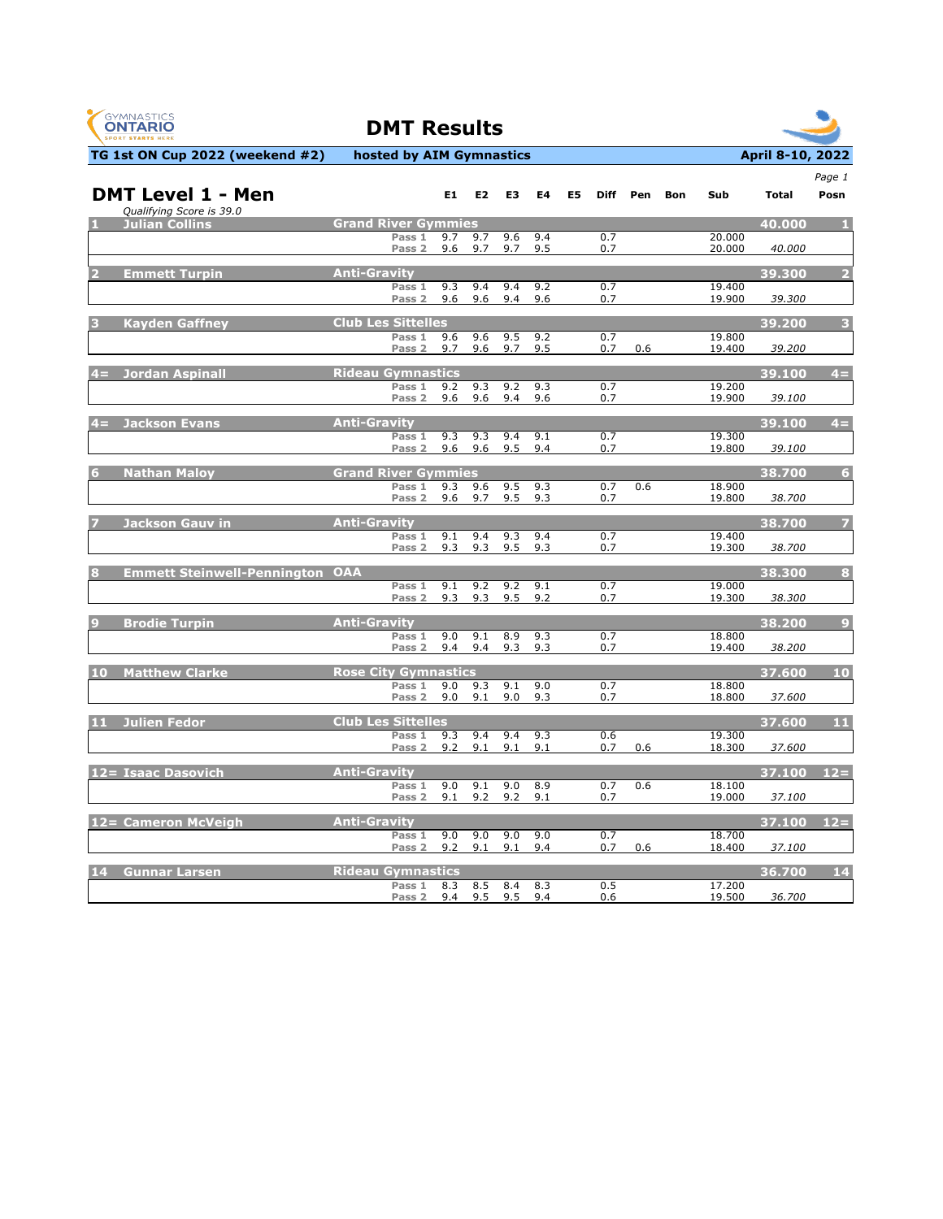# DMT Results

**TG 1st ON Cup 2022 (weekend #2)** | **hosted by AIM Gymnastics** | **April 8-10, 2022**

## DMT Level 1 - Men

*Qualifying Score is 39.0*

| Posn | Name | Club | Pass | E1 | E2 | E3 | E4 | E5 | Diff | Pen | Bon | Sub | Total | Posn |
|---|---|---|---|---|---|---|---|---|---|---|---|---|---|---|
| 1 | Julian Collins | Grand River Gymmies | | | | | | | | | | | 40.000 | 1 |
| | | | Pass 1 | 9.7 | 9.7 | 9.6 | 9.4 | | 0.7 | | | 20.000 | | |
| | | | Pass 2 | 9.6 | 9.7 | 9.7 | 9.5 | | 0.7 | | | 20.000 | *40.000* | |
| 2 | Emmett Turpin | Anti-Gravity | | | | | | | | | | | 39.300 | 2 |
| | | | Pass 1 | 9.3 | 9.4 | 9.4 | 9.2 | | 0.7 | | | 19.400 | | |
| | | | Pass 2 | 9.6 | 9.6 | 9.4 | 9.6 | | 0.7 | | | 19.900 | *39.300* | |
| 3 | Kayden Gaffney | Club Les Sittelles | | | | | | | | | | | 39.200 | 3 |
| | | | Pass 1 | 9.6 | 9.6 | 9.5 | 9.2 | | 0.7 | | | 19.800 | | |
| | | | Pass 2 | 9.7 | 9.6 | 9.7 | 9.5 | | 0.7 | 0.6 | | 19.400 | *39.200* | |
| 4= | Jordan Aspinall | Rideau Gymnastics | | | | | | | | | | | 39.100 | 4= |
| | | | Pass 1 | 9.2 | 9.3 | 9.2 | 9.3 | | 0.7 | | | 19.200 | | |
| | | | Pass 2 | 9.6 | 9.6 | 9.4 | 9.6 | | 0.7 | | | 19.900 | *39.100* | |
| 4= | Jackson Evans | Anti-Gravity | | | | | | | | | | | 39.100 | 4= |
| | | | Pass 1 | 9.3 | 9.3 | 9.4 | 9.1 | | 0.7 | | | 19.300 | | |
| | | | Pass 2 | 9.6 | 9.6 | 9.5 | 9.4 | | 0.7 | | | 19.800 | *39.100* | |
| 6 | Nathan Maloy | Grand River Gymmies | | | | | | | | | | | 38.700 | 6 |
| | | | Pass 1 | 9.3 | 9.6 | 9.5 | 9.3 | | 0.7 | 0.6 | | 18.900 | | |
| | | | Pass 2 | 9.6 | 9.7 | 9.5 | 9.3 | | 0.7 | | | 19.800 | *38.700* | |
| 7 | Jackson Gauv in | Anti-Gravity | | | | | | | | | | | 38.700 | 7 |
| | | | Pass 1 | 9.1 | 9.4 | 9.3 | 9.4 | | 0.7 | | | 19.400 | | |
| | | | Pass 2 | 9.3 | 9.3 | 9.5 | 9.3 | | 0.7 | | | 19.300 | *38.700* | |
| 8 | Emmett Steinwell-Pennington | OAA | | | | | | | | | | | 38.300 | 8 |
| | | | Pass 1 | 9.1 | 9.2 | 9.2 | 9.1 | | 0.7 | | | 19.000 | | |
| | | | Pass 2 | 9.3 | 9.3 | 9.5 | 9.2 | | 0.7 | | | 19.300 | *38.300* | |
| 9 | Brodie Turpin | Anti-Gravity | | | | | | | | | | | 38.200 | 9 |
| | | | Pass 1 | 9.0 | 9.1 | 8.9 | 9.3 | | 0.7 | | | 18.800 | | |
| | | | Pass 2 | 9.4 | 9.4 | 9.3 | 9.3 | | 0.7 | | | 19.400 | *38.200* | |
| 10 | Matthew Clarke | Rose City Gymnastics | | | | | | | | | | | 37.600 | 10 |
| | | | Pass 1 | 9.0 | 9.3 | 9.1 | 9.0 | | 0.7 | | | 18.800 | | |
| | | | Pass 2 | 9.0 | 9.1 | 9.0 | 9.3 | | 0.7 | | | 18.800 | *37.600* | |
| 11 | Julien Fedor | Club Les Sittelles | | | | | | | | | | | 37.600 | 11 |
| | | | Pass 1 | 9.3 | 9.4 | 9.4 | 9.3 | | 0.6 | | | 19.300 | | |
| | | | Pass 2 | 9.2 | 9.1 | 9.1 | 9.1 | | 0.7 | 0.6 | | 18.300 | *37.600* | |
| 12= | Isaac Dasovich | Anti-Gravity | | | | | | | | | | | 37.100 | 12= |
| | | | Pass 1 | 9.0 | 9.1 | 9.0 | 8.9 | | 0.7 | 0.6 | | 18.100 | | |
| | | | Pass 2 | 9.1 | 9.2 | 9.2 | 9.1 | | 0.7 | | | 19.000 | *37.100* | |
| 12= | Cameron McVeigh | Anti-Gravity | | | | | | | | | | | 37.100 | 12= |
| | | | Pass 1 | 9.0 | 9.0 | 9.0 | 9.0 | | 0.7 | | | 18.700 | | |
| | | | Pass 2 | 9.2 | 9.1 | 9.1 | 9.4 | | 0.7 | 0.6 | | 18.400 | *37.100* | |
| 14 | Gunnar Larsen | Rideau Gymnastics | | | | | | | | | | | 36.700 | 14 |
| | | | Pass 1 | 8.3 | 8.5 | 8.4 | 8.3 | | 0.5 | | | 17.200 | | |
| | | | Pass 2 | 9.4 | 9.5 | 9.5 | 9.4 | | 0.6 | | | 19.500 | *36.700* | |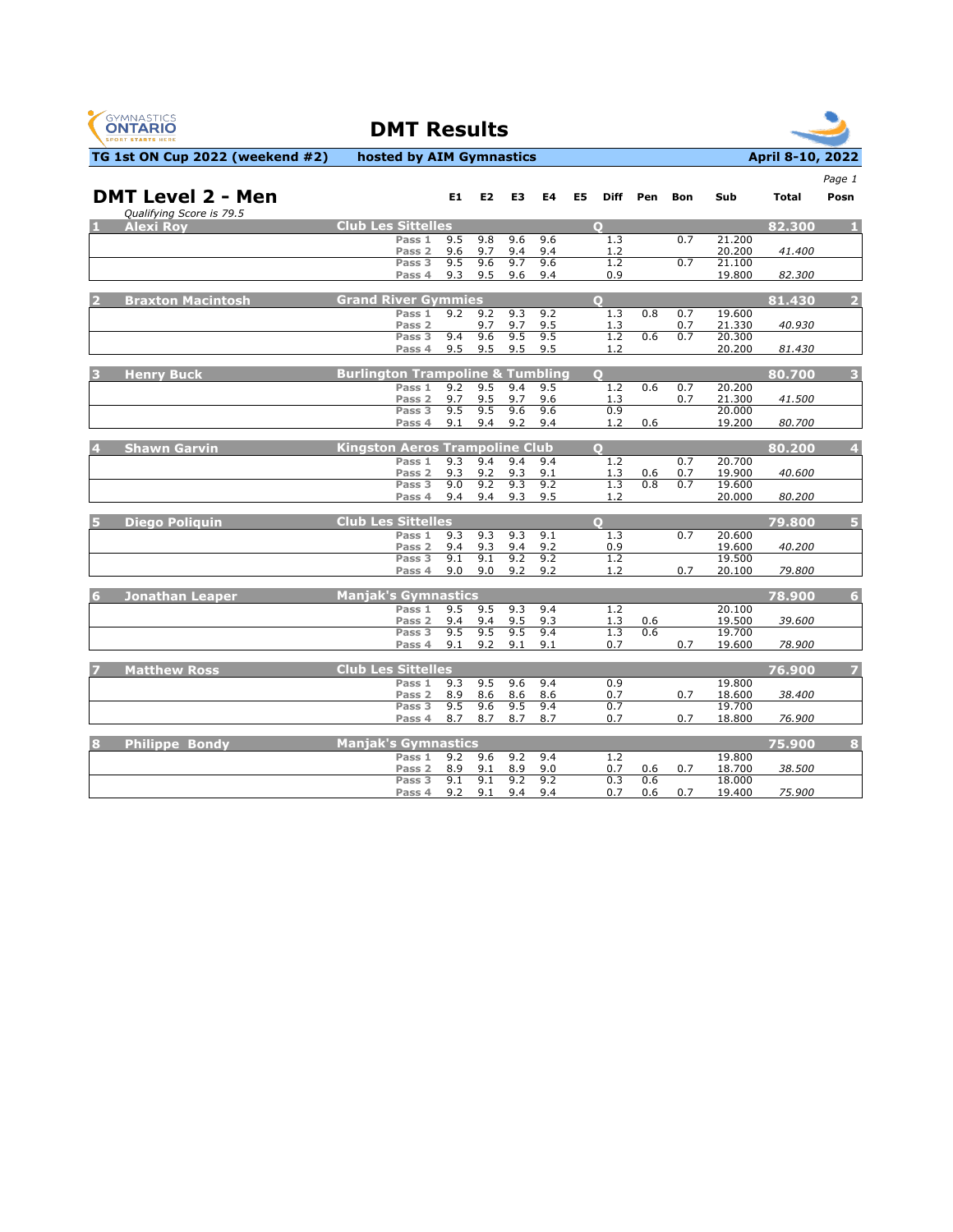# DMT Results

**TG 1st ON Cup 2022 (weekend #2)** **hosted by AIM Gymnastics** **April 8-10, 2022**

*Page 1*

## DMT Level 2 - Men

*Qualifying Score is 79.5*

| # | Name | Club | Pass | E1 | E2 | E3 | E4 | E5 | Diff | Pen | Bon | Sub | Total | Posn |
|---|---|---|---|---|---|---|---|---|---|---|---|---|---|---|
| 1 | Alexi Roy | Club Les Sittelles | Q | | | | | | | | | | 82.300 | 1 |
| | | | Pass 1 | 9.5 | 9.8 | 9.6 | 9.6 | | 1.3 | | 0.7 | 21.200 | | |
| | | | Pass 2 | 9.6 | 9.7 | 9.4 | 9.4 | | 1.2 | | | 20.200 | *41.400* | |
| | | | Pass 3 | 9.5 | 9.6 | 9.7 | 9.6 | | 1.2 | | 0.7 | 21.100 | | |
| | | | Pass 4 | 9.3 | 9.5 | 9.6 | 9.4 | | 0.9 | | | 19.800 | *82.300* | |
| 2 | Braxton Macintosh | Grand River Gymmies | Q | | | | | | | | | | 81.430 | 2 |
| | | | Pass 1 | 9.2 | 9.2 | 9.3 | 9.2 | | 1.3 | 0.8 | 0.7 | 19.600 | | |
| | | | Pass 2 | | 9.7 | 9.7 | 9.5 | | 1.3 | | 0.7 | 21.330 | *40.930* | |
| | | | Pass 3 | 9.4 | 9.6 | 9.5 | 9.5 | | 1.2 | 0.6 | 0.7 | 20.300 | | |
| | | | Pass 4 | 9.5 | 9.5 | 9.5 | 9.5 | | 1.2 | | | 20.200 | *81.430* | |
| 3 | Henry Buck | Burlington Trampoline & Tumbling | Q | | | | | | | | | | 80.700 | 3 |
| | | | Pass 1 | 9.2 | 9.5 | 9.4 | 9.5 | | 1.2 | 0.6 | 0.7 | 20.200 | | |
| | | | Pass 2 | 9.7 | 9.5 | 9.7 | 9.6 | | 1.3 | | 0.7 | 21.300 | *41.500* | |
| | | | Pass 3 | 9.5 | 9.5 | 9.6 | 9.6 | | 0.9 | | | 20.000 | | |
| | | | Pass 4 | 9.1 | 9.4 | 9.2 | 9.4 | | 1.2 | 0.6 | | 19.200 | *80.700* | |
| 4 | Shawn Garvin | Kingston Aeros Trampoline Club | Q | | | | | | | | | | 80.200 | 4 |
| | | | Pass 1 | 9.3 | 9.4 | 9.4 | 9.4 | | 1.2 | | 0.7 | 20.700 | | |
| | | | Pass 2 | 9.3 | 9.2 | 9.3 | 9.1 | | 1.3 | 0.6 | 0.7 | 19.900 | *40.600* | |
| | | | Pass 3 | 9.0 | 9.2 | 9.3 | 9.2 | | 1.3 | 0.8 | 0.7 | 19.600 | | |
| | | | Pass 4 | 9.4 | 9.4 | 9.3 | 9.5 | | 1.2 | | | 20.000 | *80.200* | |
| 5 | Diego Poliquin | Club Les Sittelles | Q | | | | | | | | | | 79.800 | 5 |
| | | | Pass 1 | 9.3 | 9.3 | 9.3 | 9.1 | | 1.3 | | 0.7 | 20.600 | | |
| | | | Pass 2 | 9.4 | 9.3 | 9.4 | 9.2 | | 0.9 | | | 19.600 | *40.200* | |
| | | | Pass 3 | 9.1 | 9.1 | 9.2 | 9.2 | | 1.2 | | | 19.500 | | |
| | | | Pass 4 | 9.0 | 9.0 | 9.2 | 9.2 | | 1.2 | | 0.7 | 20.100 | *79.800* | |
| 6 | Jonathan Leaper | Manjak's Gymnastics | | | | | | | | | | | 78.900 | 6 |
| | | | Pass 1 | 9.5 | 9.5 | 9.3 | 9.4 | | 1.2 | | | 20.100 | | |
| | | | Pass 2 | 9.4 | 9.4 | 9.5 | 9.3 | | 1.3 | 0.6 | | 19.500 | *39.600* | |
| | | | Pass 3 | 9.5 | 9.5 | 9.5 | 9.4 | | 1.3 | 0.6 | | 19.700 | | |
| | | | Pass 4 | 9.1 | 9.2 | 9.1 | 9.1 | | 0.7 | | 0.7 | 19.600 | *78.900* | |
| 7 | Matthew Ross | Club Les Sittelles | | | | | | | | | | | 76.900 | 7 |
| | | | Pass 1 | 9.3 | 9.5 | 9.6 | 9.4 | | 0.9 | | | 19.800 | | |
| | | | Pass 2 | 8.9 | 8.6 | 8.6 | 8.6 | | 0.7 | | 0.7 | 18.600 | *38.400* | |
| | | | Pass 3 | 9.5 | 9.6 | 9.5 | 9.4 | | 0.7 | | | 19.700 | | |
| | | | Pass 4 | 8.7 | 8.7 | 8.7 | 8.7 | | 0.7 | | 0.7 | 18.800 | *76.900* | |
| 8 | Philippe Bondy | Manjak's Gymnastics | | | | | | | | | | | 75.900 | 8 |
| | | | Pass 1 | 9.2 | 9.6 | 9.2 | 9.4 | | 1.2 | | | 19.800 | | |
| | | | Pass 2 | 8.9 | 9.1 | 8.9 | 9.0 | | 0.7 | 0.6 | 0.7 | 18.700 | *38.500* | |
| | | | Pass 3 | 9.1 | 9.1 | 9.2 | 9.2 | | 0.3 | 0.6 | | 18.000 | | |
| | | | Pass 4 | 9.2 | 9.1 | 9.4 | 9.4 | | 0.7 | 0.6 | 0.7 | 19.400 | *75.900* | |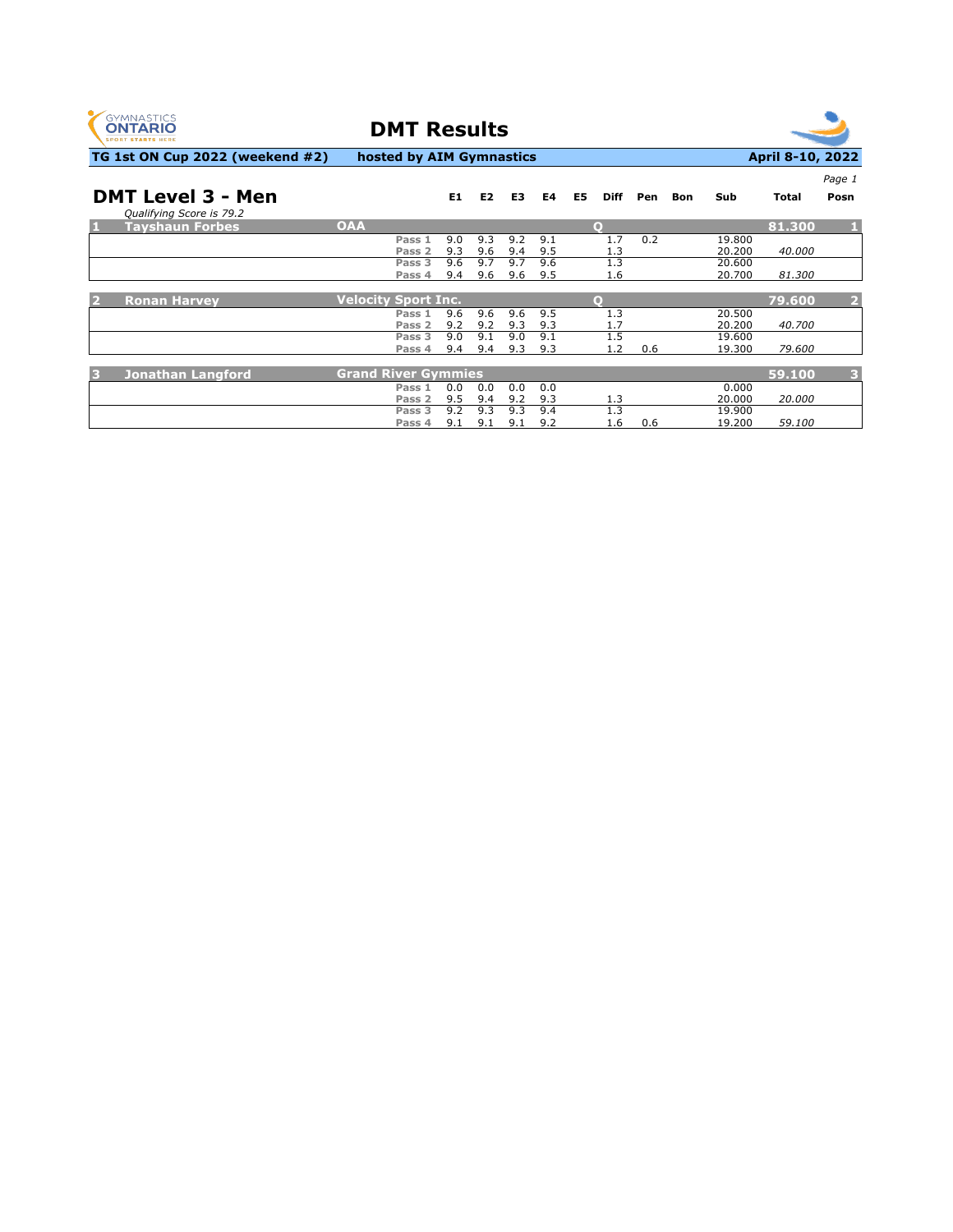# DMT Results

**TG 1st ON Cup 2022 (weekend #2)** | **hosted by AIM Gymnastics** | **April 8-10, 2022**

## DMT Level 3 - Men

*Qualifying Score is 79.2*

| Posn | Name | Club | Pass | E1 | E2 | E3 | E4 | E5 | Diff | Pen | Bon | Sub | Total | Posn |
|---|---|---|---|---|---|---|---|---|---|---|---|---|---|---|
| 1 | Tayshaun Forbes | OAA | | | | | | | Q | | | | 81.300 | 1 |
| | | | Pass 1 | 9.0 | 9.3 | 9.2 | 9.1 | | 1.7 | 0.2 | | 19.800 | | |
| | | | Pass 2 | 9.3 | 9.6 | 9.4 | 9.5 | | 1.3 | | | 20.200 | *40.000* | |
| | | | Pass 3 | 9.6 | 9.7 | 9.7 | 9.6 | | 1.3 | | | 20.600 | | |
| | | | Pass 4 | 9.4 | 9.6 | 9.6 | 9.5 | | 1.6 | | | 20.700 | *81.300* | |
| 2 | Ronan Harvey | Velocity Sport Inc. | | | | | | | Q | | | | 79.600 | 2 |
| | | | Pass 1 | 9.6 | 9.6 | 9.6 | 9.5 | | 1.3 | | | 20.500 | | |
| | | | Pass 2 | 9.2 | 9.2 | 9.3 | 9.3 | | 1.7 | | | 20.200 | *40.700* | |
| | | | Pass 3 | 9.0 | 9.1 | 9.0 | 9.1 | | 1.5 | | | 19.600 | | |
| | | | Pass 4 | 9.4 | 9.4 | 9.3 | 9.3 | | 1.2 | 0.6 | | 19.300 | *79.600* | |
| 3 | Jonathan Langford | Grand River Gymmies | | | | | | | | | | | 59.100 | 3 |
| | | | Pass 1 | 0.0 | 0.0 | 0.0 | 0.0 | | | | | 0.000 | | |
| | | | Pass 2 | 9.5 | 9.4 | 9.2 | 9.3 | | 1.3 | | | 20.000 | *20.000* | |
| | | | Pass 3 | 9.2 | 9.3 | 9.3 | 9.4 | | 1.3 | | | 19.900 | | |
| | | | Pass 4 | 9.1 | 9.1 | 9.1 | 9.2 | | 1.6 | 0.6 | | 19.200 | *59.100* | |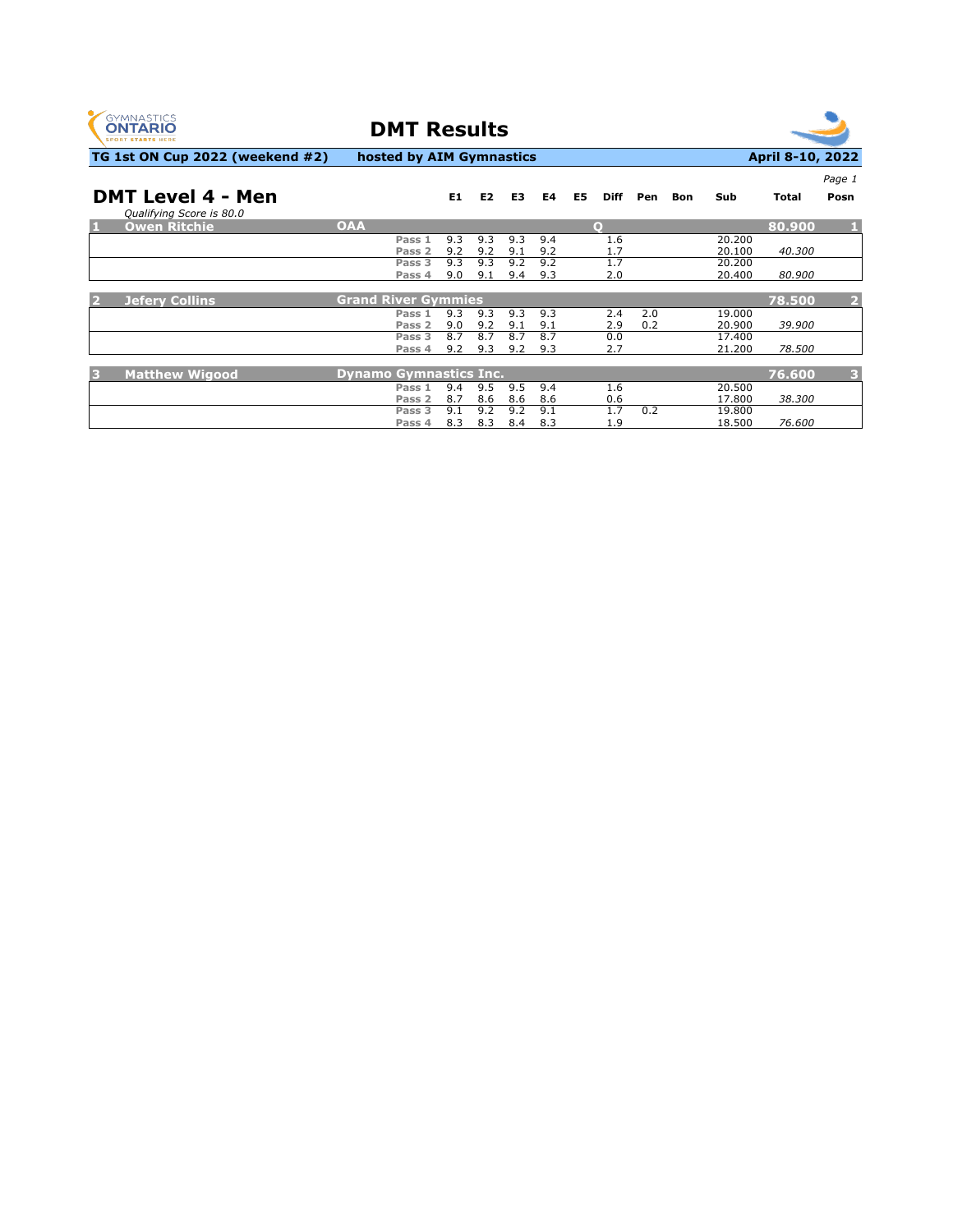# DMT Results

**TG 1st ON Cup 2022 (weekend #2)** **hosted by AIM Gymnastics** **April 8-10, 2022**

## DMT Level 4 - Men

*Qualifying Score is 80.0*

| # | Name | Club | Pass | E1 | E2 | E3 | E4 | E5 | Diff | Pen | Bon | Sub | Total | Posn |
|---|---|---|---|---|---|---|---|---|---|---|---|---|---|---|
| 1 | Owen Ritchie | OAA | | | | | | | Q | | | | 80.900 | 1 |
| | | | Pass 1 | 9.3 | 9.3 | 9.3 | 9.4 | | 1.6 | | | 20.200 | | |
| | | | Pass 2 | 9.2 | 9.2 | 9.1 | 9.2 | | 1.7 | | | 20.100 | *40.300* | |
| | | | Pass 3 | 9.3 | 9.3 | 9.2 | 9.2 | | 1.7 | | | 20.200 | | |
| | | | Pass 4 | 9.0 | 9.1 | 9.4 | 9.3 | | 2.0 | | | 20.400 | *80.900* | |
| 2 | Jefery Collins | Grand River Gymmies | | | | | | | | | | | 78.500 | 2 |
| | | | Pass 1 | 9.3 | 9.3 | 9.3 | 9.3 | | 2.4 | 2.0 | | 19.000 | | |
| | | | Pass 2 | 9.0 | 9.2 | 9.1 | 9.1 | | 2.9 | 0.2 | | 20.900 | *39.900* | |
| | | | Pass 3 | 8.7 | 8.7 | 8.7 | 8.7 | | 0.0 | | | 17.400 | | |
| | | | Pass 4 | 9.2 | 9.3 | 9.2 | 9.3 | | 2.7 | | | 21.200 | *78.500* | |
| 3 | Matthew Wigood | Dynamo Gymnastics Inc. | | | | | | | | | | | 76.600 | 3 |
| | | | Pass 1 | 9.4 | 9.5 | 9.5 | 9.4 | | 1.6 | | | 20.500 | | |
| | | | Pass 2 | 8.7 | 8.6 | 8.6 | 8.6 | | 0.6 | | | 17.800 | *38.300* | |
| | | | Pass 3 | 9.1 | 9.2 | 9.2 | 9.1 | | 1.7 | 0.2 | | 19.800 | | |
| | | | Pass 4 | 8.3 | 8.3 | 8.4 | 8.3 | | 1.9 | | | 18.500 | *76.600* | |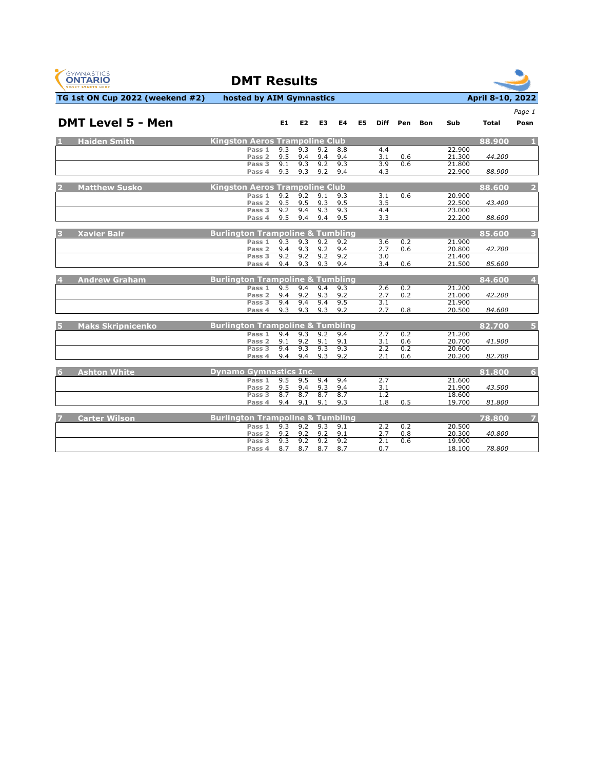# DMT Results

**TG 1st ON Cup 2022 (weekend #2)** **hosted by AIM Gymnastics** **April 8-10, 2022**

## DMT Level 5 - Men

| | | | E1 | E2 | E3 | E4 | E5 | Diff | Pen | Bon | Sub | Total | Posn |
|---|---|---|---|---|---|---|---|---|---|---|---|---|---|
| **1** | **Haiden Smith** | **Kingston Aeros Trampoline Club** | | | | | | | | | | **88.900** | **1** |
| | | Pass 1 | 9.3 | 9.3 | 9.2 | 8.8 | | 4.4 | | | 22.900 | | |
| | | Pass 2 | 9.5 | 9.4 | 9.4 | 9.4 | | 3.1 | 0.6 | | 21.300 | *44.200* | |
| | | Pass 3 | 9.1 | 9.3 | 9.2 | 9.3 | | 3.9 | 0.6 | | 21.800 | | |
| | | Pass 4 | 9.3 | 9.3 | 9.2 | 9.4 | | 4.3 | | | 22.900 | *88.900* | |
| **2** | **Matthew Susko** | **Kingston Aeros Trampoline Club** | | | | | | | | | | **88.600** | **2** |
| | | Pass 1 | 9.2 | 9.2 | 9.1 | 9.3 | | 3.1 | 0.6 | | 20.900 | | |
| | | Pass 2 | 9.5 | 9.5 | 9.3 | 9.5 | | 3.5 | | | 22.500 | *43.400* | |
| | | Pass 3 | 9.2 | 9.4 | 9.3 | 9.3 | | 4.4 | | | 23.000 | | |
| | | Pass 4 | 9.5 | 9.4 | 9.4 | 9.5 | | 3.3 | | | 22.200 | *88.600* | |
| **3** | **Xavier Bair** | **Burlington Trampoline & Tumbling** | | | | | | | | | | **85.600** | **3** |
| | | Pass 1 | 9.3 | 9.3 | 9.2 | 9.2 | | 3.6 | 0.2 | | 21.900 | | |
| | | Pass 2 | 9.4 | 9.3 | 9.2 | 9.4 | | 2.7 | 0.6 | | 20.800 | *42.700* | |
| | | Pass 3 | 9.2 | 9.2 | 9.2 | 9.2 | | 3.0 | | | 21.400 | | |
| | | Pass 4 | 9.4 | 9.3 | 9.3 | 9.4 | | 3.4 | 0.6 | | 21.500 | *85.600* | |
| **4** | **Andrew Graham** | **Burlington Trampoline & Tumbling** | | | | | | | | | | **84.600** | **4** |
| | | Pass 1 | 9.5 | 9.4 | 9.4 | 9.3 | | 2.6 | 0.2 | | 21.200 | | |
| | | Pass 2 | 9.4 | 9.2 | 9.3 | 9.2 | | 2.7 | 0.2 | | 21.000 | *42.200* | |
| | | Pass 3 | 9.4 | 9.4 | 9.4 | 9.5 | | 3.1 | | | 21.900 | | |
| | | Pass 4 | 9.3 | 9.3 | 9.3 | 9.2 | | 2.7 | 0.8 | | 20.500 | *84.600* | |
| **5** | **Maks Skripnicenko** | **Burlington Trampoline & Tumbling** | | | | | | | | | | **82.700** | **5** |
| | | Pass 1 | 9.4 | 9.3 | 9.2 | 9.4 | | 2.7 | 0.2 | | 21.200 | | |
| | | Pass 2 | 9.1 | 9.2 | 9.1 | 9.1 | | 3.1 | 0.6 | | 20.700 | *41.900* | |
| | | Pass 3 | 9.4 | 9.3 | 9.3 | 9.3 | | 2.2 | 0.2 | | 20.600 | | |
| | | Pass 4 | 9.4 | 9.4 | 9.3 | 9.2 | | 2.1 | 0.6 | | 20.200 | *82.700* | |
| **6** | **Ashton White** | **Dynamo Gymnastics Inc.** | | | | | | | | | | **81.800** | **6** |
| | | Pass 1 | 9.5 | 9.5 | 9.4 | 9.4 | | 2.7 | | | 21.600 | | |
| | | Pass 2 | 9.5 | 9.4 | 9.3 | 9.4 | | 3.1 | | | 21.900 | *43.500* | |
| | | Pass 3 | 8.7 | 8.7 | 8.7 | 8.7 | | 1.2 | | | 18.600 | | |
| | | Pass 4 | 9.4 | 9.1 | 9.1 | 9.3 | | 1.8 | 0.5 | | 19.700 | *81.800* | |
| **7** | **Carter Wilson** | **Burlington Trampoline & Tumbling** | | | | | | | | | | **78.800** | **7** |
| | | Pass 1 | 9.3 | 9.2 | 9.3 | 9.1 | | 2.2 | 0.2 | | 20.500 | | |
| | | Pass 2 | 9.2 | 9.2 | 9.2 | 9.1 | | 2.7 | 0.8 | | 20.300 | *40.800* | |
| | | Pass 3 | 9.3 | 9.2 | 9.2 | 9.2 | | 2.1 | 0.6 | | 19.900 | | |
| | | Pass 4 | 8.7 | 8.7 | 8.7 | 8.7 | | 0.7 | | | 18.100 | *78.800* | |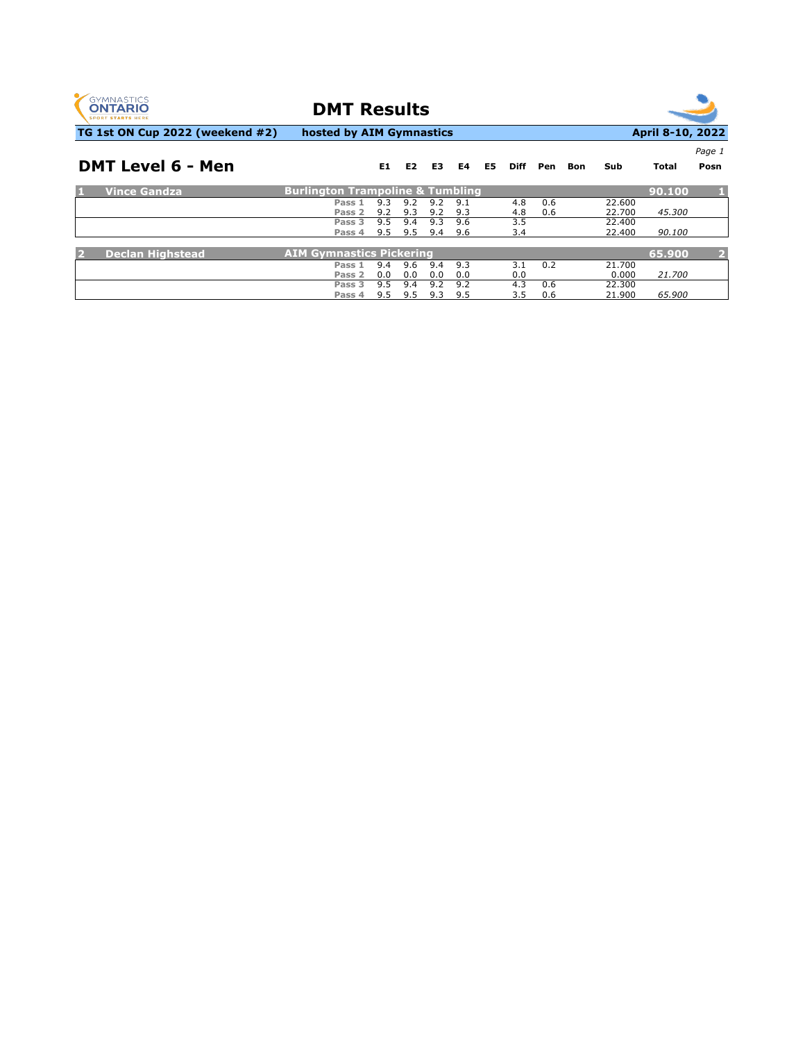# DMT Results

**TG 1st ON Cup 2022 (weekend #2)** **hosted by AIM Gymnastics** **April 8-10, 2022**

## DMT Level 6 - Men

| | Name | Club / Pass | E1 | E2 | E3 | E4 | E5 | Diff | Pen | Bon | Sub | Total | Posn |
|---|---|---|---|---|---|---|---|---|---|---|---|---|---|
| 1 | Vince Gandza | Burlington Trampoline & Tumbling | | | | | | | | | | 90.100 | 1 |
| | | Pass 1 | 9.3 | 9.2 | 9.2 | 9.1 | | 4.8 | 0.6 | | 22.600 | | |
| | | Pass 2 | 9.2 | 9.3 | 9.2 | 9.3 | | 4.8 | 0.6 | | 22.700 | *45.300* | |
| | | Pass 3 | 9.5 | 9.4 | 9.3 | 9.6 | | 3.5 | | | 22.400 | | |
| | | Pass 4 | 9.5 | 9.5 | 9.4 | 9.6 | | 3.4 | | | 22.400 | *90.100* | |
| 2 | Declan Highstead | AIM Gymnastics Pickering | | | | | | | | | | 65.900 | 2 |
| | | Pass 1 | 9.4 | 9.6 | 9.4 | 9.3 | | 3.1 | 0.2 | | 21.700 | | |
| | | Pass 2 | 0.0 | 0.0 | 0.0 | 0.0 | | 0.0 | | | 0.000 | *21.700* | |
| | | Pass 3 | 9.5 | 9.4 | 9.2 | 9.2 | | 4.3 | 0.6 | | 22.300 | | |
| | | Pass 4 | 9.5 | 9.5 | 9.3 | 9.5 | | 3.5 | 0.6 | | 21.900 | *65.900* | |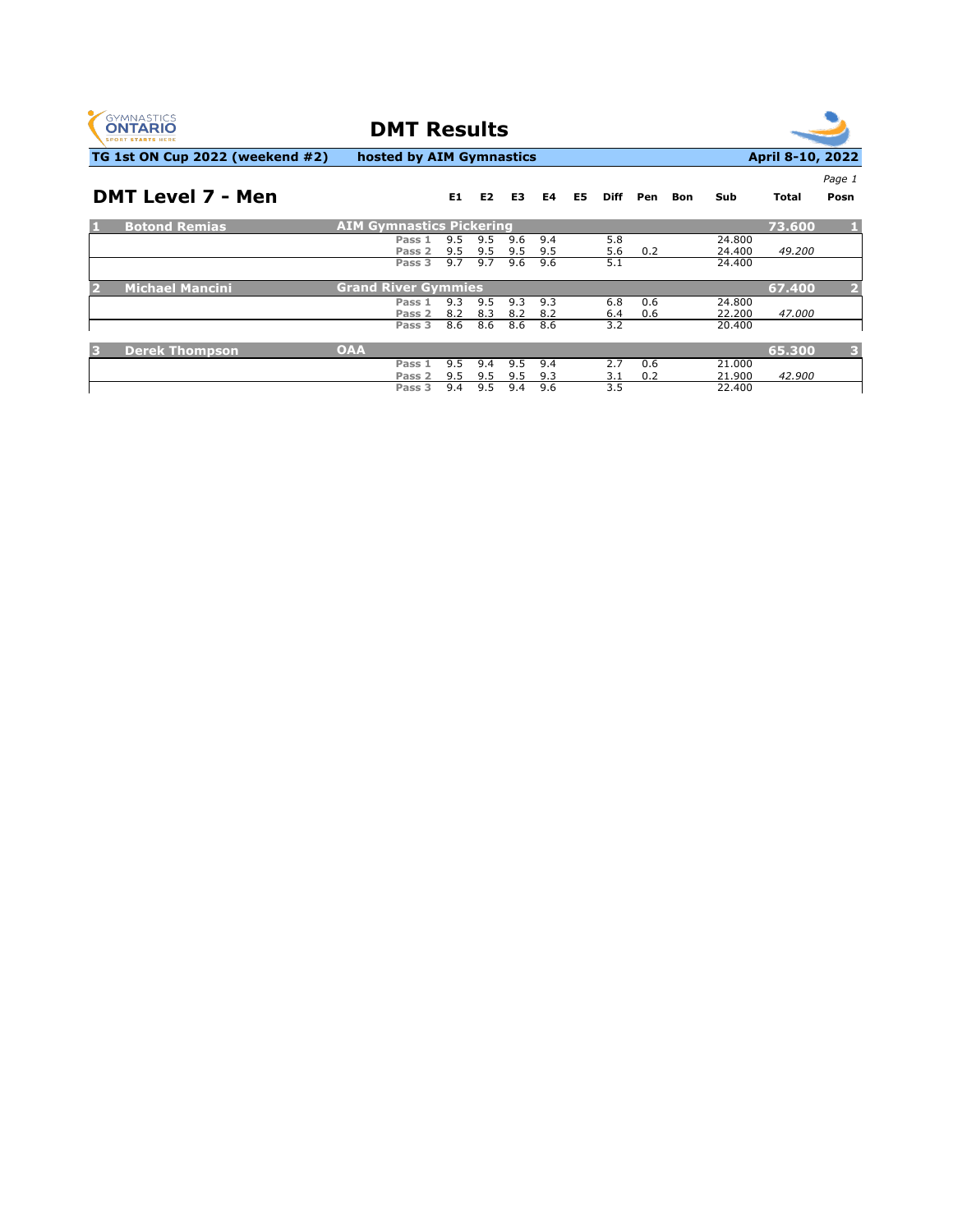# DMT Results

**TG 1st ON Cup 2022 (weekend #2)** **hosted by AIM Gymnastics** **April 8-10, 2022**

## DMT Level 7 - Men

| | | | E1 | E2 | E3 | E4 | E5 | Diff | Pen | Bon | Sub | Total | Posn |
|---|---|---|---|---|---|---|---|---|---|---|---|---|---|
| **1** | **Botond Remias** | **AIM Gymnastics Pickering** | | | | | | | | | | **73.600** | **1** |
| | | Pass 1 | 9.5 | 9.5 | 9.6 | 9.4 | | 5.8 | | | 24.800 | | |
| | | Pass 2 | 9.5 | 9.5 | 9.5 | 9.5 | | 5.6 | 0.2 | | 24.400 | *49.200* | |
| | | Pass 3 | 9.7 | 9.7 | 9.6 | 9.6 | | 5.1 | | | 24.400 | | |
| **2** | **Michael Mancini** | **Grand River Gymmies** | | | | | | | | | | **67.400** | **2** |
| | | Pass 1 | 9.3 | 9.5 | 9.3 | 9.3 | | 6.8 | 0.6 | | 24.800 | | |
| | | Pass 2 | 8.2 | 8.3 | 8.2 | 8.2 | | 6.4 | 0.6 | | 22.200 | *47.000* | |
| | | Pass 3 | 8.6 | 8.6 | 8.6 | 8.6 | | 3.2 | | | 20.400 | | |
| **3** | **Derek Thompson** | **OAA** | | | | | | | | | | **65.300** | **3** |
| | | Pass 1 | 9.5 | 9.4 | 9.5 | 9.4 | | 2.7 | 0.6 | | 21.000 | | |
| | | Pass 2 | 9.5 | 9.5 | 9.5 | 9.3 | | 3.1 | 0.2 | | 21.900 | *42.900* | |
| | | Pass 3 | 9.4 | 9.5 | 9.4 | 9.6 | | 3.5 | | | 22.400 | | |